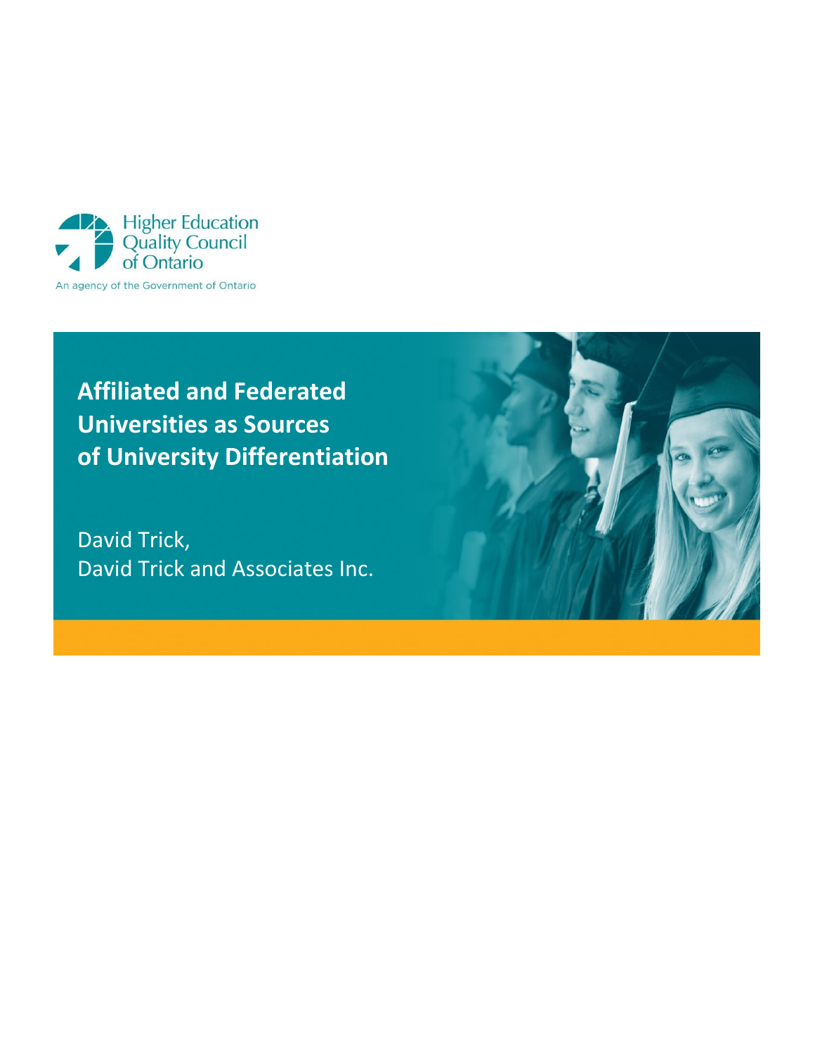Higher Education Quality Council of Ontario

An agency of the Government of Ontario

# Affiliated and Federated Universities as Sources of University Differentiation

David Trick,
David Trick and Associates Inc.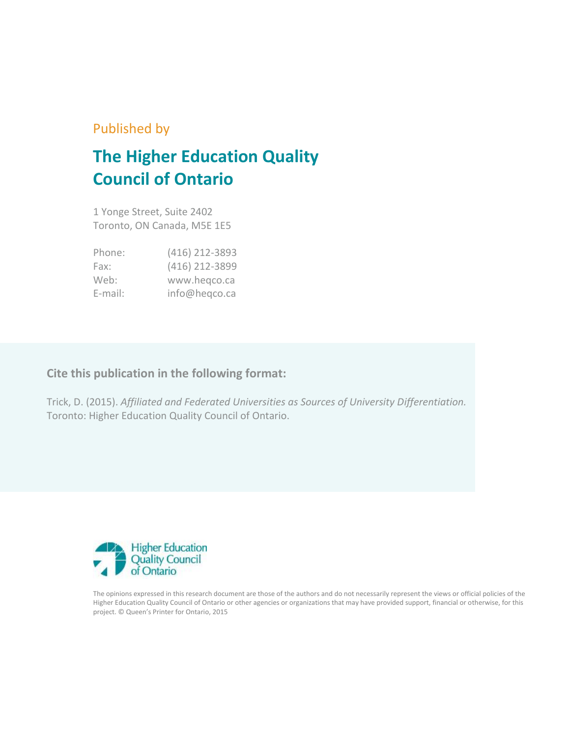Published by

# The Higher Education Quality Council of Ontario

1 Yonge Street, Suite 2402
Toronto, ON Canada, M5E 1E5

| | |
|---|---|
| Phone: | (416) 212-3893 |
| Fax: | (416) 212-3899 |
| Web: | www.heqco.ca |
| E-mail: | info@heqco.ca |

**Cite this publication in the following format:**

Trick, D. (2015). *Affiliated and Federated Universities as Sources of University Differentiation.* Toronto: Higher Education Quality Council of Ontario.

Higher Education Quality Council of Ontario

The opinions expressed in this research document are those of the authors and do not necessarily represent the views or official policies of the Higher Education Quality Council of Ontario or other agencies or organizations that may have provided support, financial or otherwise, for this project. © Queen's Printer for Ontario, 2015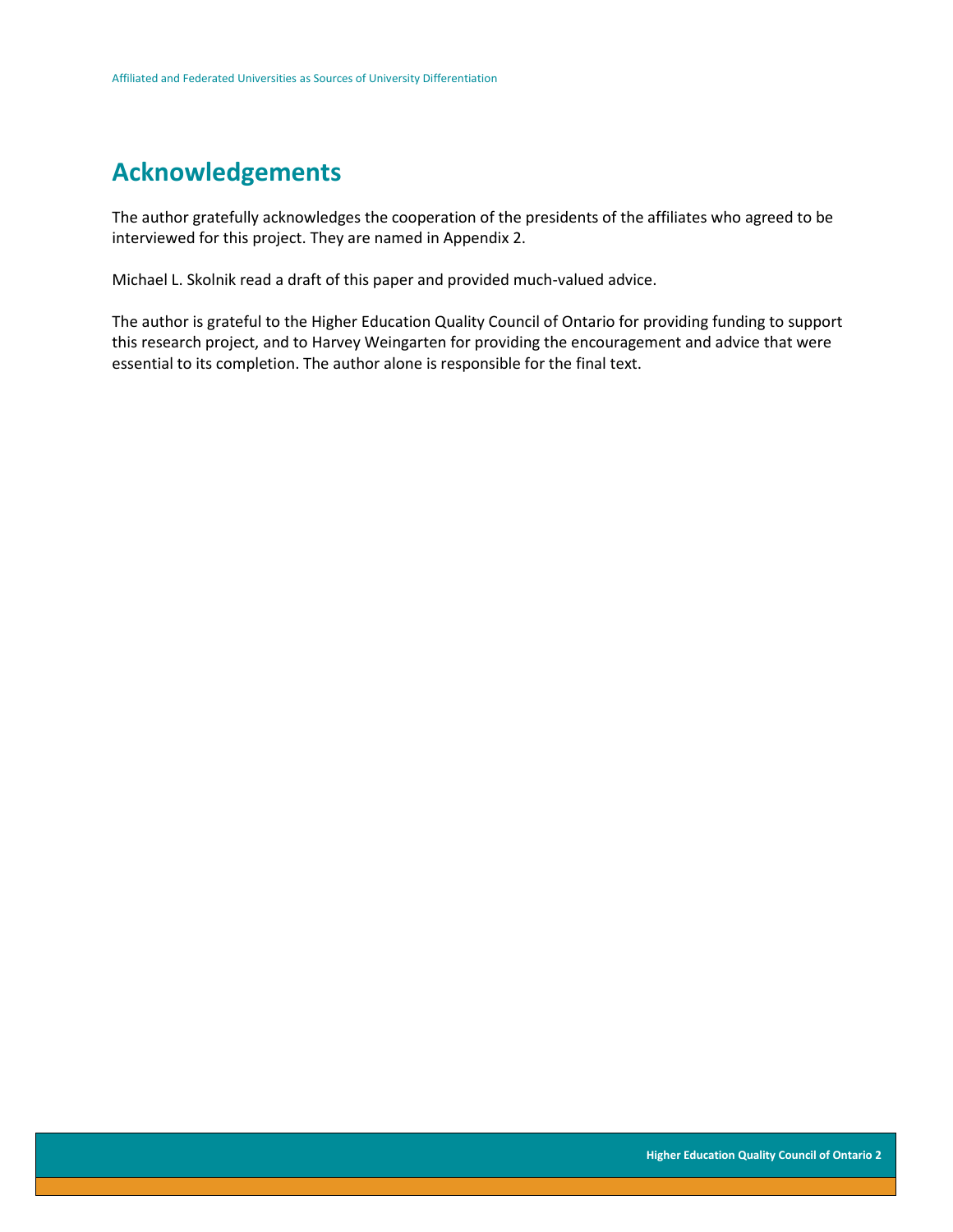# Acknowledgements

The author gratefully acknowledges the cooperation of the presidents of the affiliates who agreed to be interviewed for this project. They are named in Appendix 2.

Michael L. Skolnik read a draft of this paper and provided much-valued advice.

The author is grateful to the Higher Education Quality Council of Ontario for providing funding to support this research project, and to Harvey Weingarten for providing the encouragement and advice that were essential to its completion. The author alone is responsible for the final text.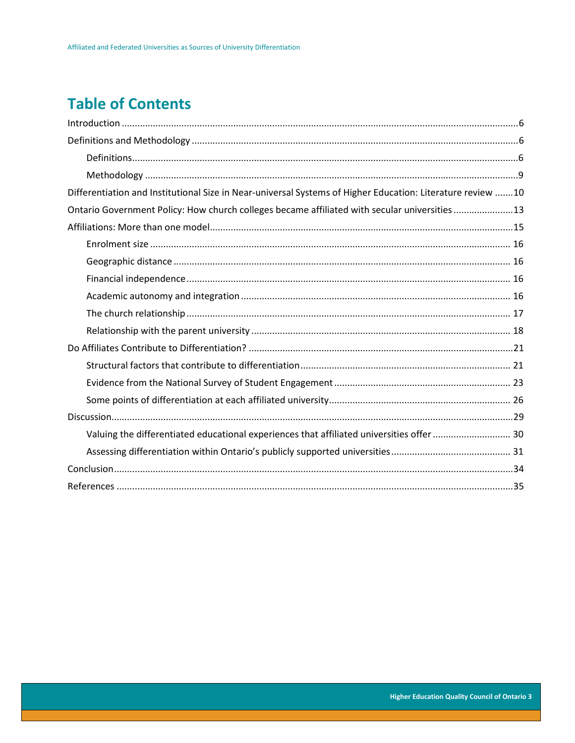# Table of Contents

Introduction ....................................................................................................................................................6

Definitions and Methodology ..........................................................................................................................6

- Definitions................................................................................................................................................6
- Methodology ...........................................................................................................................................9

Differentiation and Institutional Size in Near-universal Systems of Higher Education: Literature review .......10

Ontario Government Policy: How church colleges became affiliated with secular universities .......................13

Affiliations: More than one model...................................................................................................................15

- Enrolment size ....................................................................................................................................... 16
- Geographic distance .............................................................................................................................. 16
- Financial independence ......................................................................................................................... 16
- Academic autonomy and integration ..................................................................................................... 16
- The church relationship ......................................................................................................................... 17
- Relationship with the parent university ................................................................................................. 18

Do Affiliates Contribute to Differentiation? ....................................................................................................21

- Structural factors that contribute to differentiation............................................................................... 21
- Evidence from the National Survey of Student Engagement .................................................................. 23
- Some points of differentiation at each affiliated university..................................................................... 26

Discussion......................................................................................................................................................29

- Valuing the differentiated educational experiences that affiliated universities offer ............................. 30
- Assessing differentiation within Ontario's publicly supported universities ............................................. 31

Conclusion......................................................................................................................................................34

References .....................................................................................................................................................35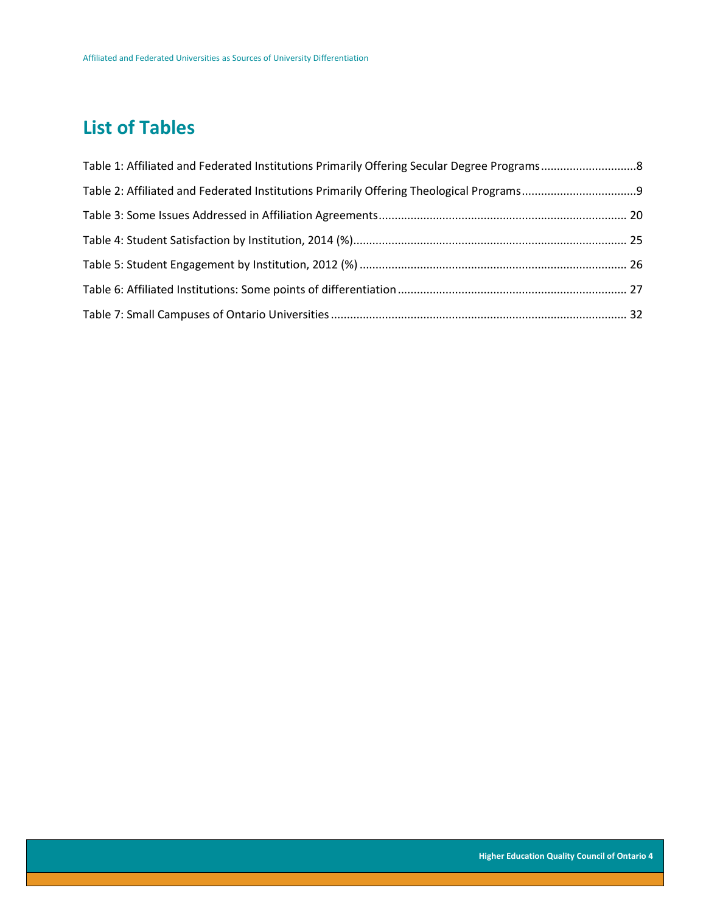## List of Tables

Table 1: Affiliated and Federated Institutions Primarily Offering Secular Degree Programs.............................8

Table 2: Affiliated and Federated Institutions Primarily Offering Theological Programs...................................9

Table 3: Some Issues Addressed in Affiliation Agreements............................................................................ 20

Table 4: Student Satisfaction by Institution, 2014 (%).................................................................................... 25

Table 5: Student Engagement by Institution, 2012 (%) .................................................................................. 26

Table 6: Affiliated Institutions: Some points of differentiation ...................................................................... 27

Table 7: Small Campuses of Ontario Universities ........................................................................................... 32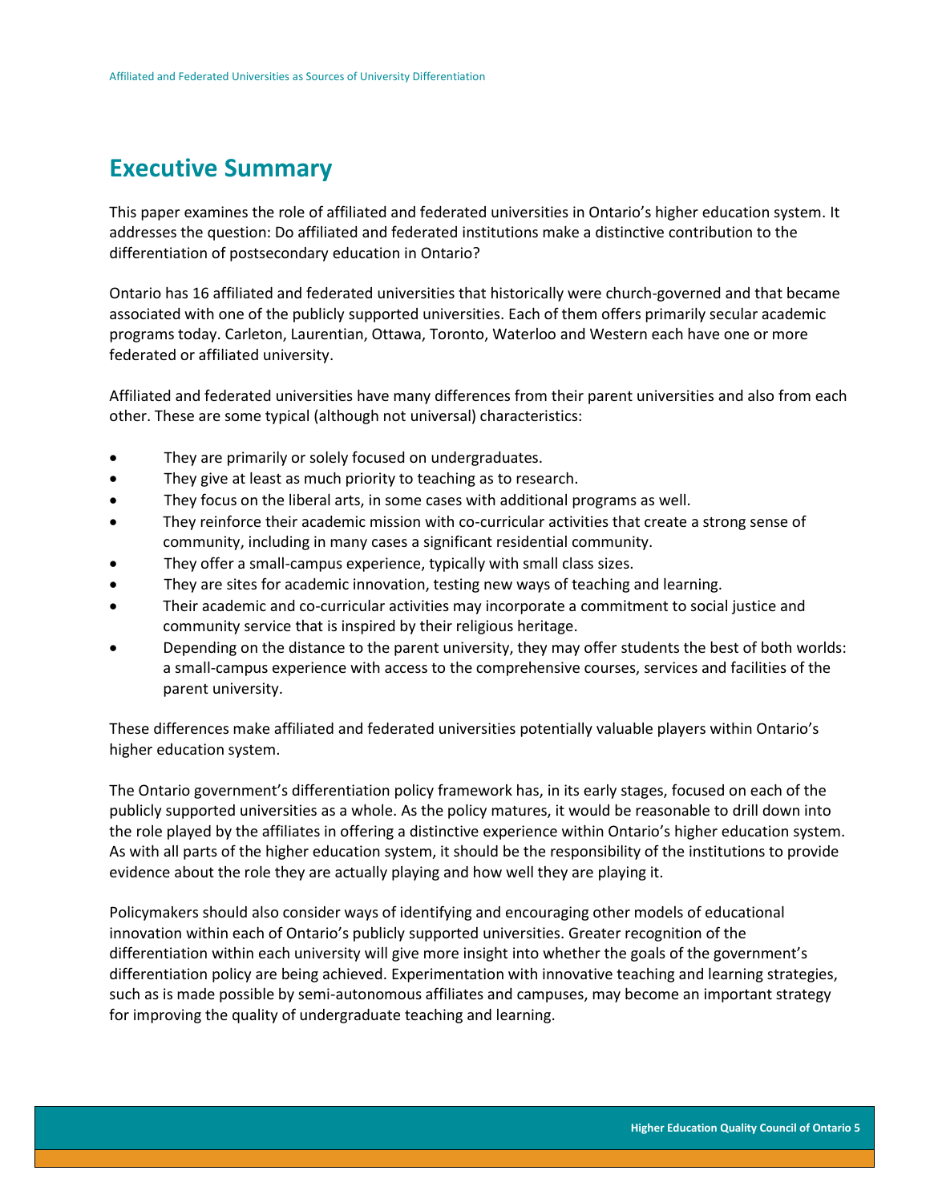# Executive Summary

This paper examines the role of affiliated and federated universities in Ontario's higher education system. It addresses the question: Do affiliated and federated institutions make a distinctive contribution to the differentiation of postsecondary education in Ontario?

Ontario has 16 affiliated and federated universities that historically were church-governed and that became associated with one of the publicly supported universities. Each of them offers primarily secular academic programs today. Carleton, Laurentian, Ottawa, Toronto, Waterloo and Western each have one or more federated or affiliated university.

Affiliated and federated universities have many differences from their parent universities and also from each other. These are some typical (although not universal) characteristics:

- They are primarily or solely focused on undergraduates.
- They give at least as much priority to teaching as to research.
- They focus on the liberal arts, in some cases with additional programs as well.
- They reinforce their academic mission with co-curricular activities that create a strong sense of community, including in many cases a significant residential community.
- They offer a small-campus experience, typically with small class sizes.
- They are sites for academic innovation, testing new ways of teaching and learning.
- Their academic and co-curricular activities may incorporate a commitment to social justice and community service that is inspired by their religious heritage.
- Depending on the distance to the parent university, they may offer students the best of both worlds: a small-campus experience with access to the comprehensive courses, services and facilities of the parent university.

These differences make affiliated and federated universities potentially valuable players within Ontario's higher education system.

The Ontario government's differentiation policy framework has, in its early stages, focused on each of the publicly supported universities as a whole. As the policy matures, it would be reasonable to drill down into the role played by the affiliates in offering a distinctive experience within Ontario's higher education system. As with all parts of the higher education system, it should be the responsibility of the institutions to provide evidence about the role they are actually playing and how well they are playing it.

Policymakers should also consider ways of identifying and encouraging other models of educational innovation within each of Ontario's publicly supported universities. Greater recognition of the differentiation within each university will give more insight into whether the goals of the government's differentiation policy are being achieved. Experimentation with innovative teaching and learning strategies, such as is made possible by semi-autonomous affiliates and campuses, may become an important strategy for improving the quality of undergraduate teaching and learning.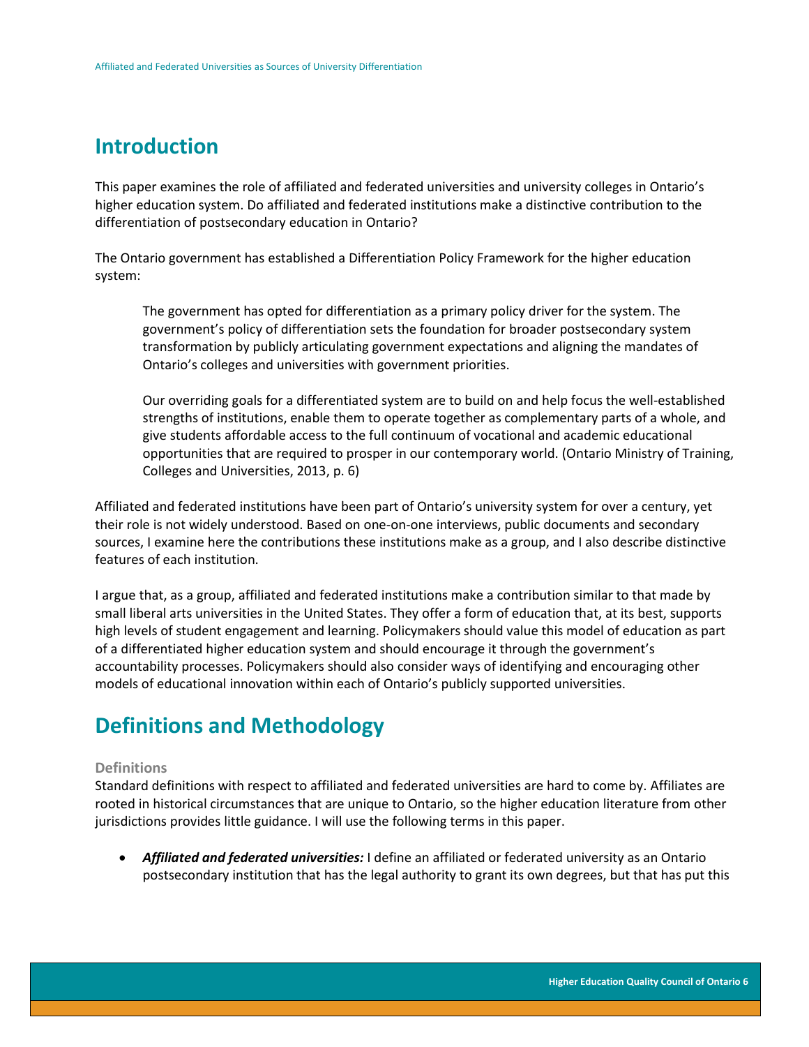# Introduction

This paper examines the role of affiliated and federated universities and university colleges in Ontario's higher education system. Do affiliated and federated institutions make a distinctive contribution to the differentiation of postsecondary education in Ontario?

The Ontario government has established a Differentiation Policy Framework for the higher education system:

> The government has opted for differentiation as a primary policy driver for the system. The government's policy of differentiation sets the foundation for broader postsecondary system transformation by publicly articulating government expectations and aligning the mandates of Ontario's colleges and universities with government priorities.
>
> Our overriding goals for a differentiated system are to build on and help focus the well-established strengths of institutions, enable them to operate together as complementary parts of a whole, and give students affordable access to the full continuum of vocational and academic educational opportunities that are required to prosper in our contemporary world. (Ontario Ministry of Training, Colleges and Universities, 2013, p. 6)

Affiliated and federated institutions have been part of Ontario's university system for over a century, yet their role is not widely understood. Based on one-on-one interviews, public documents and secondary sources, I examine here the contributions these institutions make as a group, and I also describe distinctive features of each institution.

I argue that, as a group, affiliated and federated institutions make a contribution similar to that made by small liberal arts universities in the United States. They offer a form of education that, at its best, supports high levels of student engagement and learning. Policymakers should value this model of education as part of a differentiated higher education system and should encourage it through the government's accountability processes. Policymakers should also consider ways of identifying and encouraging other models of educational innovation within each of Ontario's publicly supported universities.

# Definitions and Methodology

### Definitions

Standard definitions with respect to affiliated and federated universities are hard to come by. Affiliates are rooted in historical circumstances that are unique to Ontario, so the higher education literature from other jurisdictions provides little guidance. I will use the following terms in this paper.

- ***Affiliated and federated universities:*** I define an affiliated or federated university as an Ontario postsecondary institution that has the legal authority to grant its own degrees, but that has put this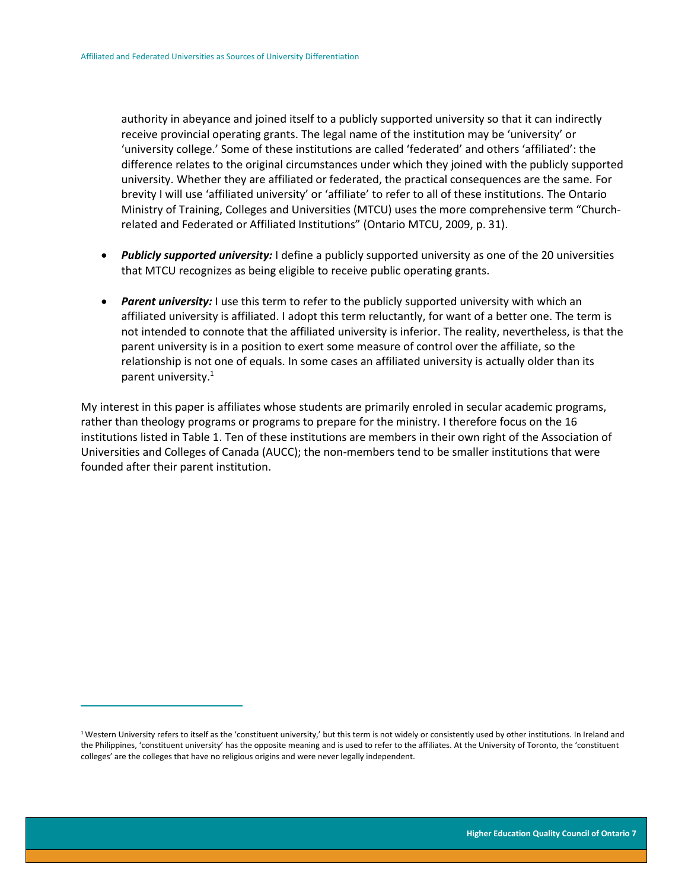authority in abeyance and joined itself to a publicly supported university so that it can indirectly receive provincial operating grants. The legal name of the institution may be 'university' or 'university college.' Some of these institutions are called 'federated' and others 'affiliated': the difference relates to the original circumstances under which they joined with the publicly supported university. Whether they are affiliated or federated, the practical consequences are the same. For brevity I will use 'affiliated university' or 'affiliate' to refer to all of these institutions. The Ontario Ministry of Training, Colleges and Universities (MTCU) uses the more comprehensive term "Church-related and Federated or Affiliated Institutions" (Ontario MTCU, 2009, p. 31).

- ***Publicly supported university:*** I define a publicly supported university as one of the 20 universities that MTCU recognizes as being eligible to receive public operating grants.

- ***Parent university:*** I use this term to refer to the publicly supported university with which an affiliated university is affiliated. I adopt this term reluctantly, for want of a better one. The term is not intended to connote that the affiliated university is inferior. The reality, nevertheless, is that the parent university is in a position to exert some measure of control over the affiliate, so the relationship is not one of equals. In some cases an affiliated university is actually older than its parent university.[1]

My interest in this paper is affiliates whose students are primarily enroled in secular academic programs, rather than theology programs or programs to prepare for the ministry. I therefore focus on the 16 institutions listed in Table 1. Ten of these institutions are members in their own right of the Association of Universities and Colleges of Canada (AUCC); the non-members tend to be smaller institutions that were founded after their parent institution.

---

[1] Western University refers to itself as the 'constituent university,' but this term is not widely or consistently used by other institutions. In Ireland and the Philippines, 'constituent university' has the opposite meaning and is used to refer to the affiliates. At the University of Toronto, the 'constituent colleges' are the colleges that have no religious origins and were never legally independent.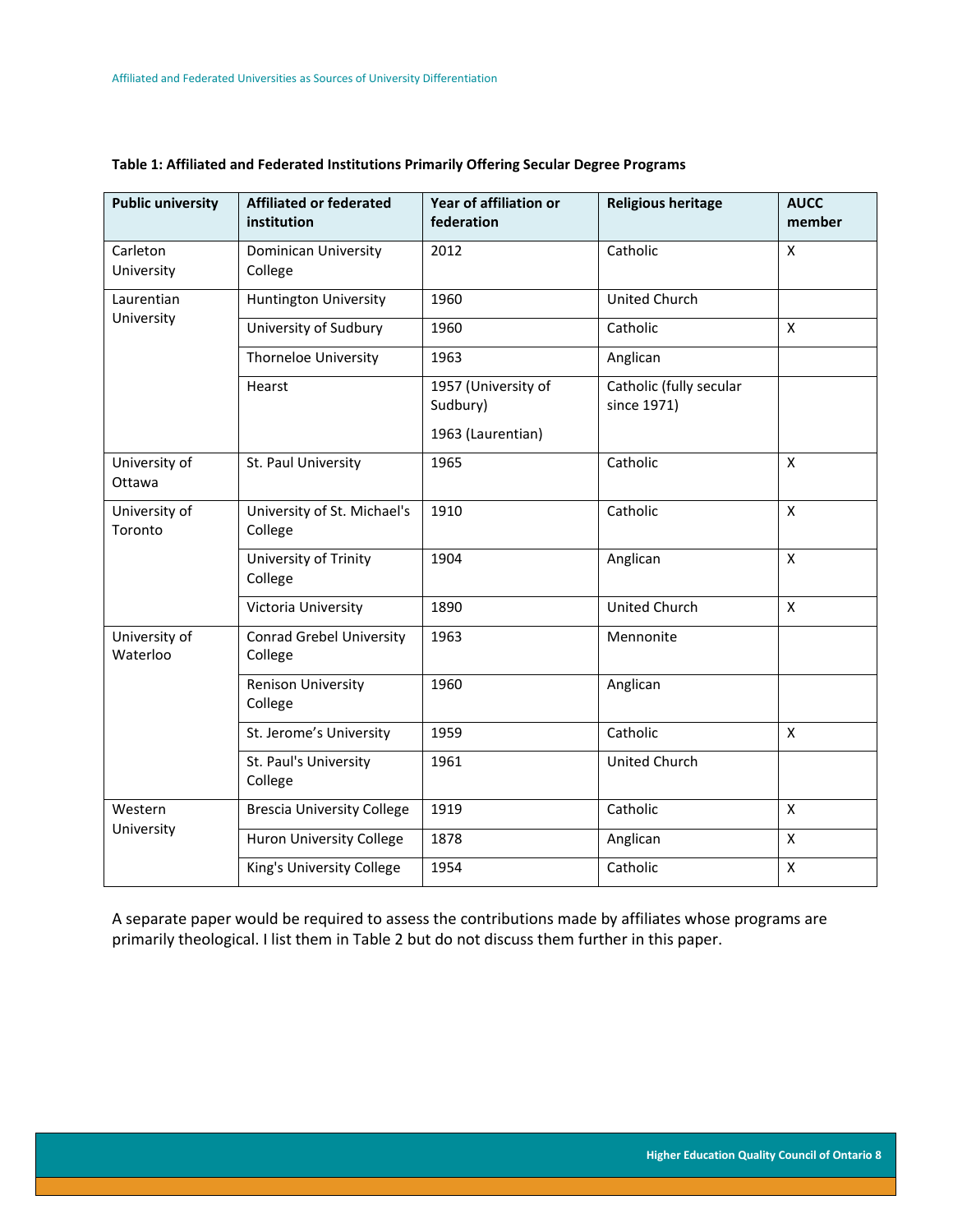**Table 1: Affiliated and Federated Institutions Primarily Offering Secular Degree Programs**

| Public university | Affiliated or federated institution | Year of affiliation or federation | Religious heritage | AUCC member |
|---|---|---|---|---|
| Carleton University | Dominican University College | 2012 | Catholic | X |
| Laurentian University | Huntington University | 1960 | United Church | |
| | University of Sudbury | 1960 | Catholic | X |
| | Thorneloe University | 1963 | Anglican | |
| | Hearst | 1957 (University of Sudbury)<br>1963 (Laurentian) | Catholic (fully secular since 1971) | |
| University of Ottawa | St. Paul University | 1965 | Catholic | X |
| University of Toronto | University of St. Michael's College | 1910 | Catholic | X |
| | University of Trinity College | 1904 | Anglican | X |
| | Victoria University | 1890 | United Church | X |
| University of Waterloo | Conrad Grebel University College | 1963 | Mennonite | |
| | Renison University College | 1960 | Anglican | |
| | St. Jerome's University | 1959 | Catholic | X |
| | St. Paul's University College | 1961 | United Church | |
| Western University | Brescia University College | 1919 | Catholic | X |
| | Huron University College | 1878 | Anglican | X |
| | King's University College | 1954 | Catholic | X |

A separate paper would be required to assess the contributions made by affiliates whose programs are primarily theological. I list them in Table 2 but do not discuss them further in this paper.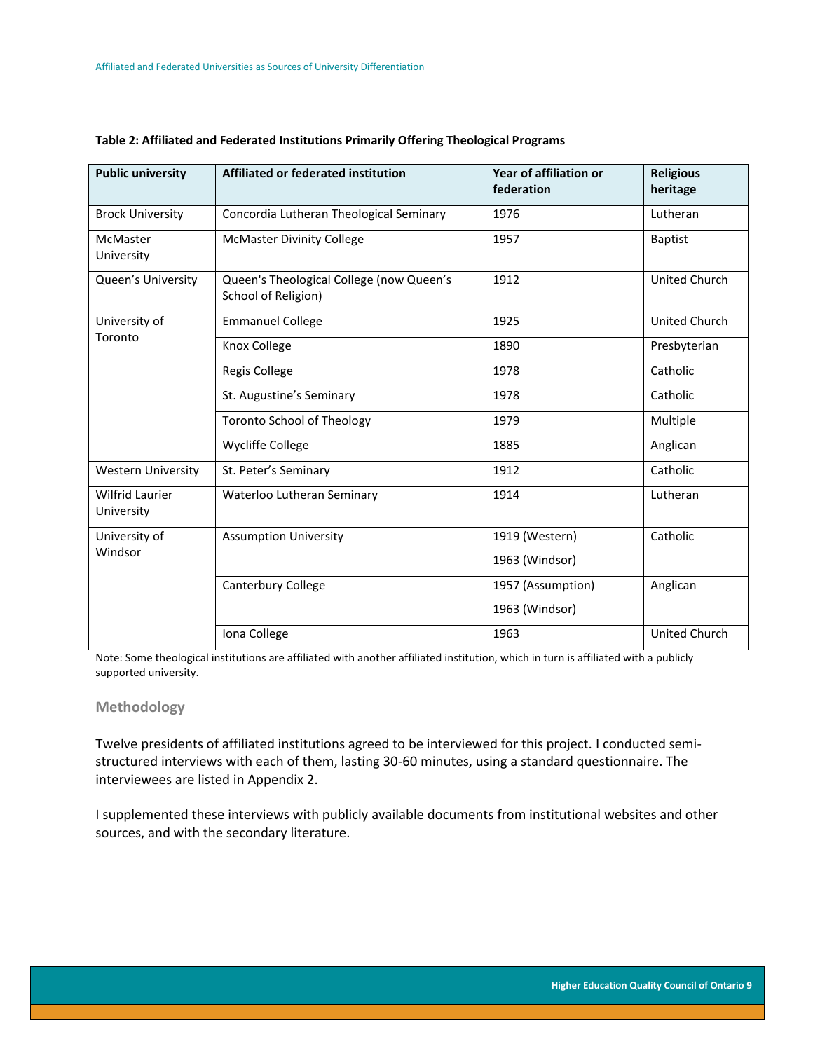**Table 2: Affiliated and Federated Institutions Primarily Offering Theological Programs**

| Public university | Affiliated or federated institution | Year of affiliation or federation | Religious heritage |
|---|---|---|---|
| Brock University | Concordia Lutheran Theological Seminary | 1976 | Lutheran |
| McMaster University | McMaster Divinity College | 1957 | Baptist |
| Queen's University | Queen's Theological College (now Queen's School of Religion) | 1912 | United Church |
| University of Toronto | Emmanuel College | 1925 | United Church |
| | Knox College | 1890 | Presbyterian |
| | Regis College | 1978 | Catholic |
| | St. Augustine's Seminary | 1978 | Catholic |
| | Toronto School of Theology | 1979 | Multiple |
| | Wycliffe College | 1885 | Anglican |
| Western University | St. Peter's Seminary | 1912 | Catholic |
| Wilfrid Laurier University | Waterloo Lutheran Seminary | 1914 | Lutheran |
| University of Windsor | Assumption University | 1919 (Western)<br>1963 (Windsor) | Catholic |
| | Canterbury College | 1957 (Assumption)<br>1963 (Windsor) | Anglican |
| | Iona College | 1963 | United Church |

Note: Some theological institutions are affiliated with another affiliated institution, which in turn is affiliated with a publicly supported university.

### Methodology

Twelve presidents of affiliated institutions agreed to be interviewed for this project. I conducted semi-structured interviews with each of them, lasting 30-60 minutes, using a standard questionnaire. The interviewees are listed in Appendix 2.

I supplemented these interviews with publicly available documents from institutional websites and other sources, and with the secondary literature.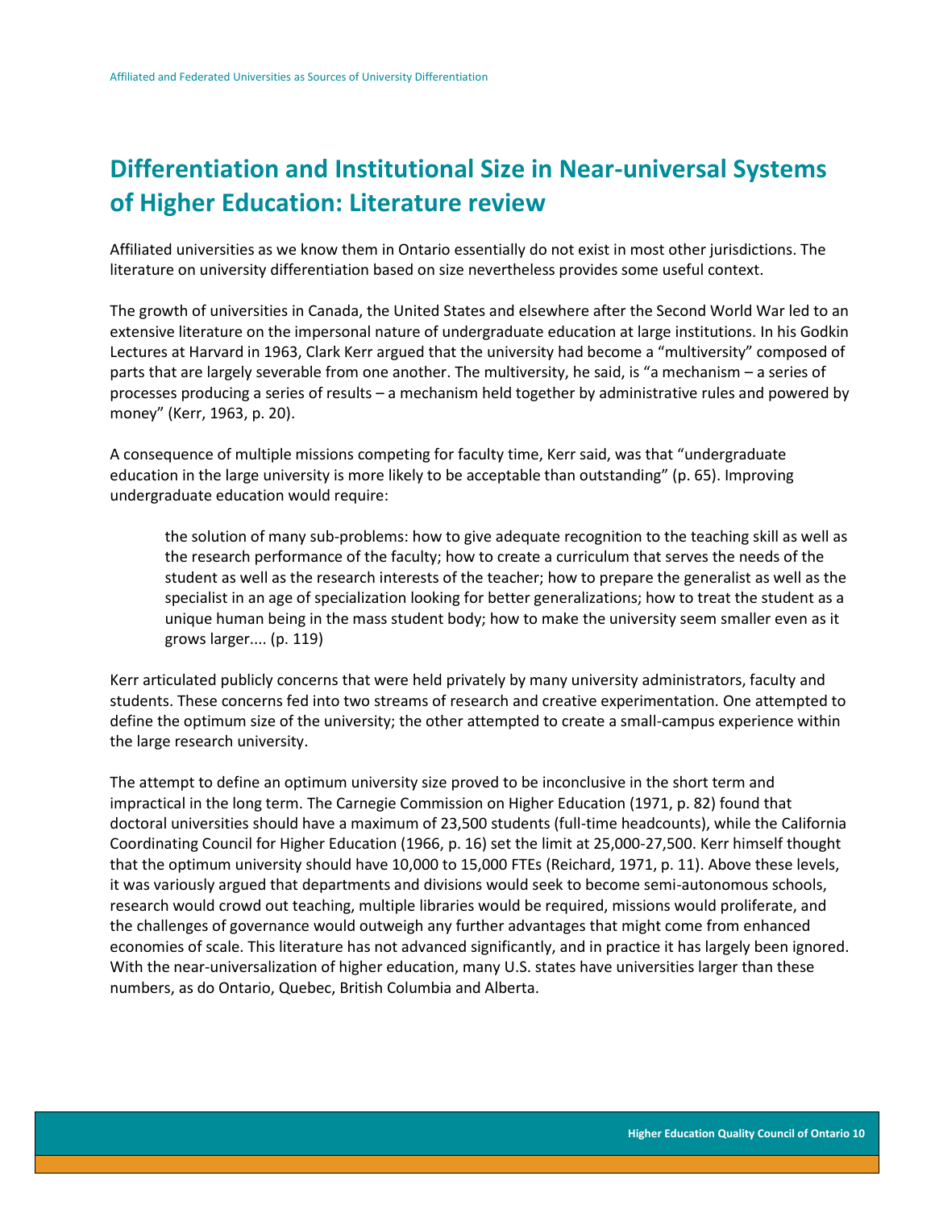## Differentiation and Institutional Size in Near-universal Systems of Higher Education: Literature review

Affiliated universities as we know them in Ontario essentially do not exist in most other jurisdictions. The literature on university differentiation based on size nevertheless provides some useful context.

The growth of universities in Canada, the United States and elsewhere after the Second World War led to an extensive literature on the impersonal nature of undergraduate education at large institutions. In his Godkin Lectures at Harvard in 1963, Clark Kerr argued that the university had become a "multiversity" composed of parts that are largely severable from one another. The multiversity, he said, is "a mechanism – a series of processes producing a series of results – a mechanism held together by administrative rules and powered by money" (Kerr, 1963, p. 20).

A consequence of multiple missions competing for faculty time, Kerr said, was that "undergraduate education in the large university is more likely to be acceptable than outstanding" (p. 65). Improving undergraduate education would require:

> the solution of many sub-problems: how to give adequate recognition to the teaching skill as well as the research performance of the faculty; how to create a curriculum that serves the needs of the student as well as the research interests of the teacher; how to prepare the generalist as well as the specialist in an age of specialization looking for better generalizations; how to treat the student as a unique human being in the mass student body; how to make the university seem smaller even as it grows larger.... (p. 119)

Kerr articulated publicly concerns that were held privately by many university administrators, faculty and students. These concerns fed into two streams of research and creative experimentation. One attempted to define the optimum size of the university; the other attempted to create a small-campus experience within the large research university.

The attempt to define an optimum university size proved to be inconclusive in the short term and impractical in the long term. The Carnegie Commission on Higher Education (1971, p. 82) found that doctoral universities should have a maximum of 23,500 students (full-time headcounts), while the California Coordinating Council for Higher Education (1966, p. 16) set the limit at 25,000-27,500. Kerr himself thought that the optimum university should have 10,000 to 15,000 FTEs (Reichard, 1971, p. 11). Above these levels, it was variously argued that departments and divisions would seek to become semi-autonomous schools, research would crowd out teaching, multiple libraries would be required, missions would proliferate, and the challenges of governance would outweigh any further advantages that might come from enhanced economies of scale. This literature has not advanced significantly, and in practice it has largely been ignored. With the near-universalization of higher education, many U.S. states have universities larger than these numbers, as do Ontario, Quebec, British Columbia and Alberta.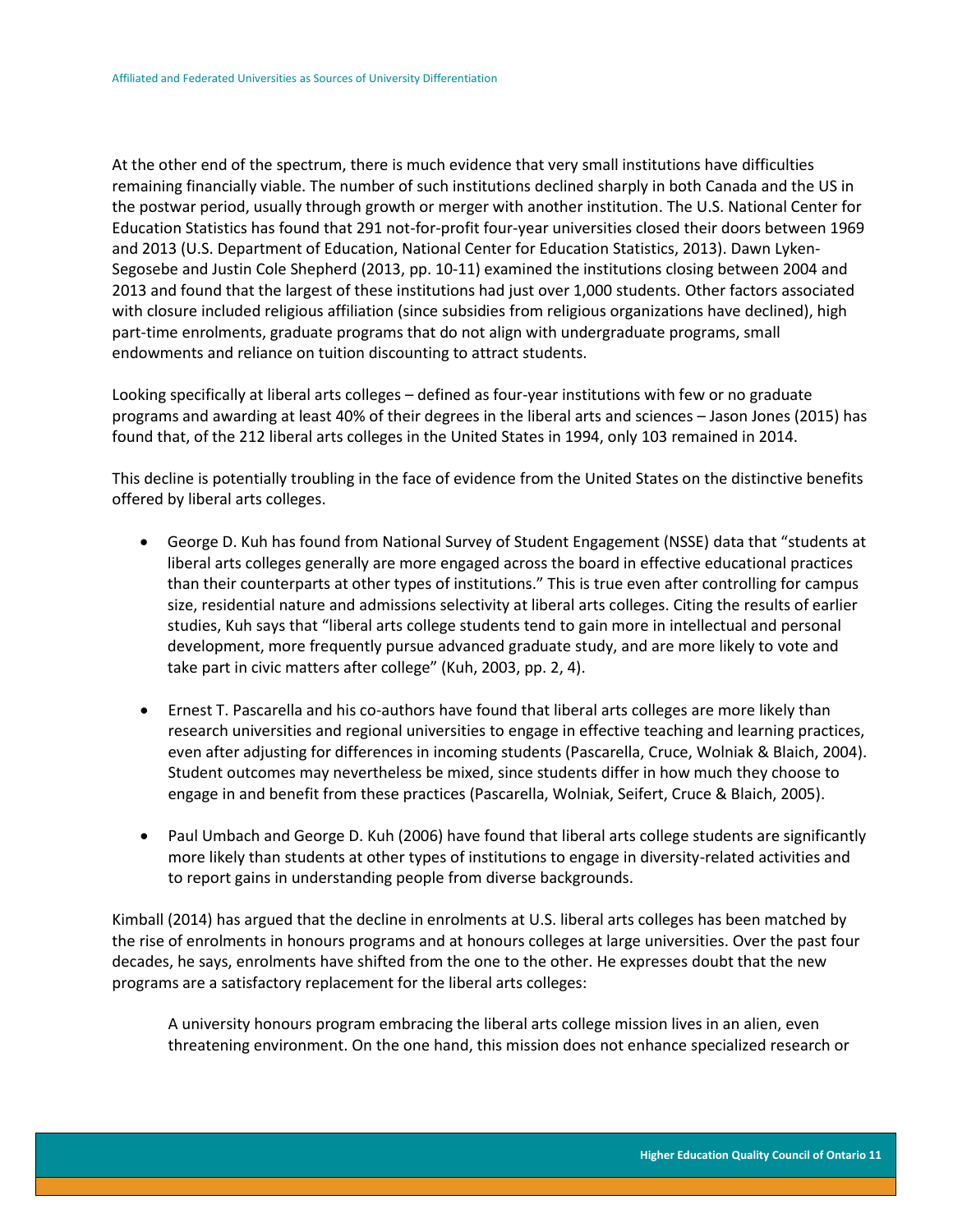At the other end of the spectrum, there is much evidence that very small institutions have difficulties remaining financially viable. The number of such institutions declined sharply in both Canada and the US in the postwar period, usually through growth or merger with another institution. The U.S. National Center for Education Statistics has found that 291 not-for-profit four-year universities closed their doors between 1969 and 2013 (U.S. Department of Education, National Center for Education Statistics, 2013). Dawn Lyken-Segosebe and Justin Cole Shepherd (2013, pp. 10-11) examined the institutions closing between 2004 and 2013 and found that the largest of these institutions had just over 1,000 students. Other factors associated with closure included religious affiliation (since subsidies from religious organizations have declined), high part-time enrolments, graduate programs that do not align with undergraduate programs, small endowments and reliance on tuition discounting to attract students.

Looking specifically at liberal arts colleges – defined as four-year institutions with few or no graduate programs and awarding at least 40% of their degrees in the liberal arts and sciences – Jason Jones (2015) has found that, of the 212 liberal arts colleges in the United States in 1994, only 103 remained in 2014.

This decline is potentially troubling in the face of evidence from the United States on the distinctive benefits offered by liberal arts colleges.

- George D. Kuh has found from National Survey of Student Engagement (NSSE) data that "students at liberal arts colleges generally are more engaged across the board in effective educational practices than their counterparts at other types of institutions." This is true even after controlling for campus size, residential nature and admissions selectivity at liberal arts colleges. Citing the results of earlier studies, Kuh says that "liberal arts college students tend to gain more in intellectual and personal development, more frequently pursue advanced graduate study, and are more likely to vote and take part in civic matters after college" (Kuh, 2003, pp. 2, 4).

- Ernest T. Pascarella and his co-authors have found that liberal arts colleges are more likely than research universities and regional universities to engage in effective teaching and learning practices, even after adjusting for differences in incoming students (Pascarella, Cruce, Wolniak & Blaich, 2004). Student outcomes may nevertheless be mixed, since students differ in how much they choose to engage in and benefit from these practices (Pascarella, Wolniak, Seifert, Cruce & Blaich, 2005).

- Paul Umbach and George D. Kuh (2006) have found that liberal arts college students are significantly more likely than students at other types of institutions to engage in diversity-related activities and to report gains in understanding people from diverse backgrounds.

Kimball (2014) has argued that the decline in enrolments at U.S. liberal arts colleges has been matched by the rise of enrolments in honours programs and at honours colleges at large universities. Over the past four decades, he says, enrolments have shifted from the one to the other. He expresses doubt that the new programs are a satisfactory replacement for the liberal arts colleges:

> A university honours program embracing the liberal arts college mission lives in an alien, even threatening environment. On the one hand, this mission does not enhance specialized research or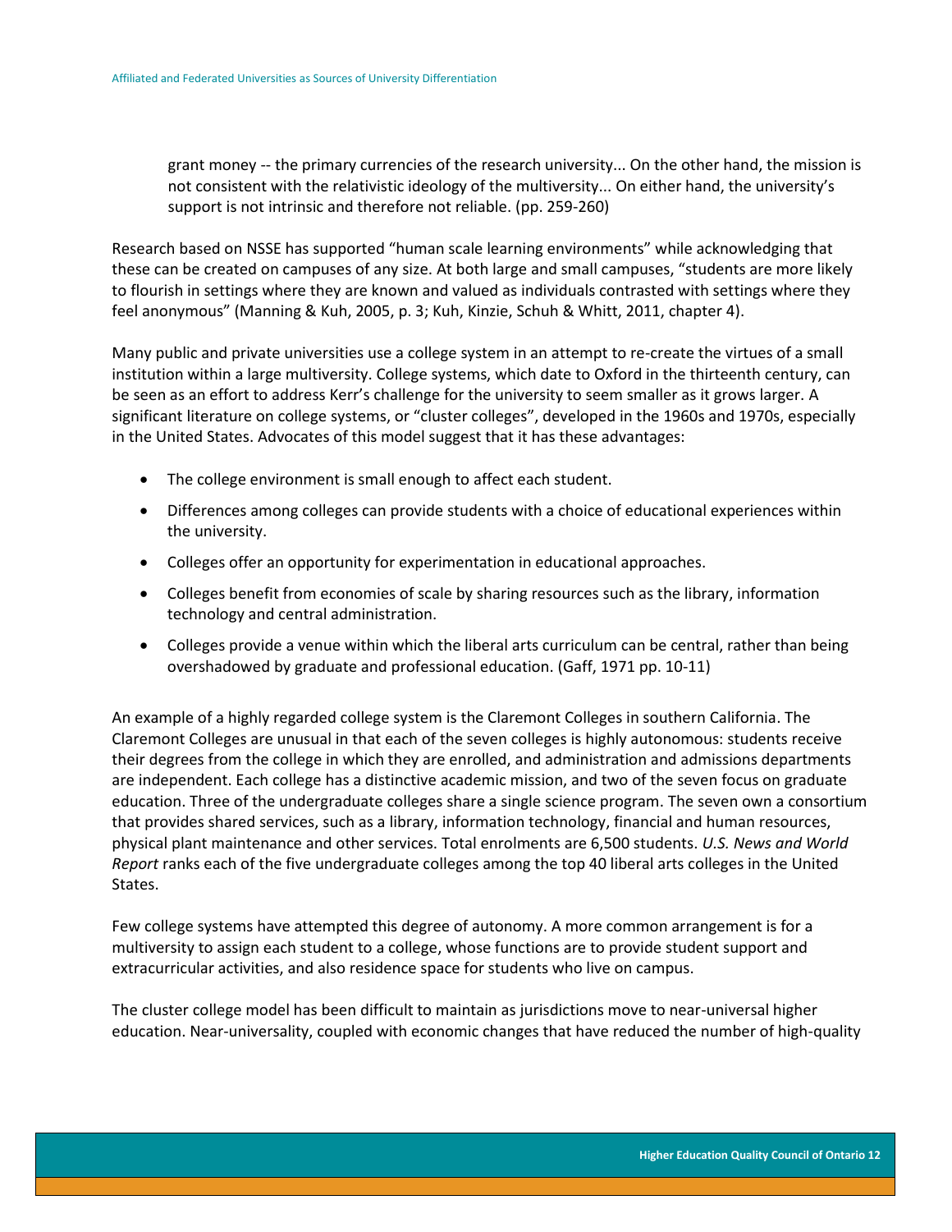> grant money -- the primary currencies of the research university... On the other hand, the mission is not consistent with the relativistic ideology of the multiversity... On either hand, the university's support is not intrinsic and therefore not reliable. (pp. 259-260)

Research based on NSSE has supported "human scale learning environments" while acknowledging that these can be created on campuses of any size. At both large and small campuses, "students are more likely to flourish in settings where they are known and valued as individuals contrasted with settings where they feel anonymous" (Manning & Kuh, 2005, p. 3; Kuh, Kinzie, Schuh & Whitt, 2011, chapter 4).

Many public and private universities use a college system in an attempt to re-create the virtues of a small institution within a large multiversity. College systems, which date to Oxford in the thirteenth century, can be seen as an effort to address Kerr's challenge for the university to seem smaller as it grows larger. A significant literature on college systems, or "cluster colleges", developed in the 1960s and 1970s, especially in the United States. Advocates of this model suggest that it has these advantages:

- The college environment is small enough to affect each student.
- Differences among colleges can provide students with a choice of educational experiences within the university.
- Colleges offer an opportunity for experimentation in educational approaches.
- Colleges benefit from economies of scale by sharing resources such as the library, information technology and central administration.
- Colleges provide a venue within which the liberal arts curriculum can be central, rather than being overshadowed by graduate and professional education. (Gaff, 1971 pp. 10-11)

An example of a highly regarded college system is the Claremont Colleges in southern California. The Claremont Colleges are unusual in that each of the seven colleges is highly autonomous: students receive their degrees from the college in which they are enrolled, and administration and admissions departments are independent. Each college has a distinctive academic mission, and two of the seven focus on graduate education. Three of the undergraduate colleges share a single science program. The seven own a consortium that provides shared services, such as a library, information technology, financial and human resources, physical plant maintenance and other services. Total enrolments are 6,500 students. *U.S. News and World Report* ranks each of the five undergraduate colleges among the top 40 liberal arts colleges in the United States.

Few college systems have attempted this degree of autonomy. A more common arrangement is for a multiversity to assign each student to a college, whose functions are to provide student support and extracurricular activities, and also residence space for students who live on campus.

The cluster college model has been difficult to maintain as jurisdictions move to near-universal higher education. Near-universality, coupled with economic changes that have reduced the number of high-quality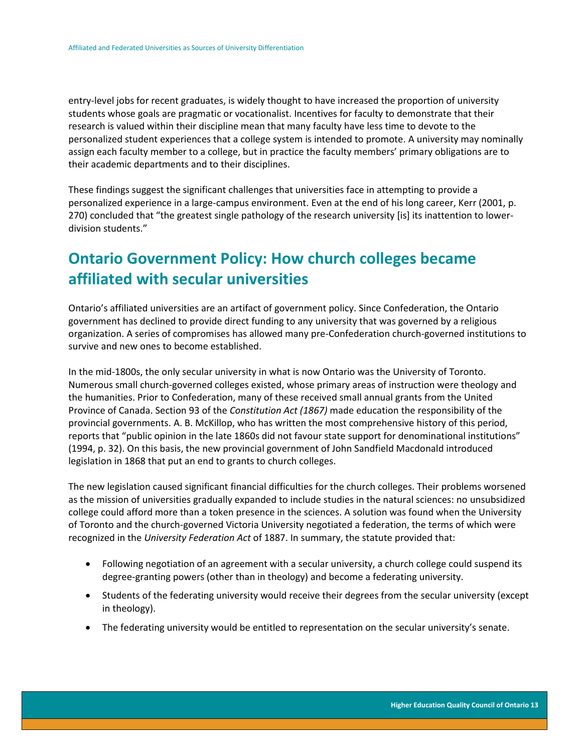entry-level jobs for recent graduates, is widely thought to have increased the proportion of university students whose goals are pragmatic or vocationalist. Incentives for faculty to demonstrate that their research is valued within their discipline mean that many faculty have less time to devote to the personalized student experiences that a college system is intended to promote. A university may nominally assign each faculty member to a college, but in practice the faculty members' primary obligations are to their academic departments and to their disciplines.

These findings suggest the significant challenges that universities face in attempting to provide a personalized experience in a large-campus environment. Even at the end of his long career, Kerr (2001, p. 270) concluded that "the greatest single pathology of the research university [is] its inattention to lower-division students."

## Ontario Government Policy: How church colleges became affiliated with secular universities

Ontario's affiliated universities are an artifact of government policy. Since Confederation, the Ontario government has declined to provide direct funding to any university that was governed by a religious organization. A series of compromises has allowed many pre-Confederation church-governed institutions to survive and new ones to become established.

In the mid-1800s, the only secular university in what is now Ontario was the University of Toronto. Numerous small church-governed colleges existed, whose primary areas of instruction were theology and the humanities. Prior to Confederation, many of these received small annual grants from the United Province of Canada. Section 93 of the *Constitution Act (1867)* made education the responsibility of the provincial governments. A. B. McKillop, who has written the most comprehensive history of this period, reports that "public opinion in the late 1860s did not favour state support for denominational institutions" (1994, p. 32). On this basis, the new provincial government of John Sandfield Macdonald introduced legislation in 1868 that put an end to grants to church colleges.

The new legislation caused significant financial difficulties for the church colleges. Their problems worsened as the mission of universities gradually expanded to include studies in the natural sciences: no unsubsidized college could afford more than a token presence in the sciences. A solution was found when the University of Toronto and the church-governed Victoria University negotiated a federation, the terms of which were recognized in the *University Federation Act* of 1887. In summary, the statute provided that:

- Following negotiation of an agreement with a secular university, a church college could suspend its degree-granting powers (other than in theology) and become a federating university.
- Students of the federating university would receive their degrees from the secular university (except in theology).
- The federating university would be entitled to representation on the secular university's senate.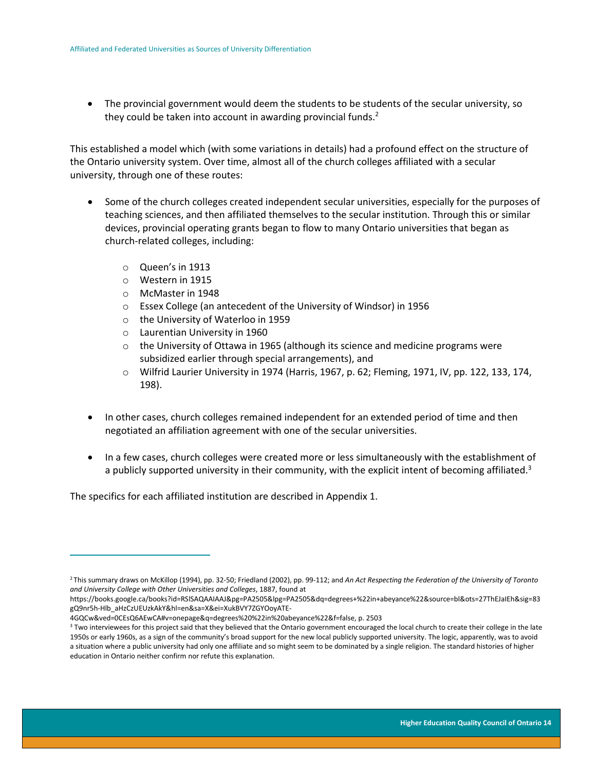- The provincial government would deem the students to be students of the secular university, so they could be taken into account in awarding provincial funds.[2]

This established a model which (with some variations in details) had a profound effect on the structure of the Ontario university system. Over time, almost all of the church colleges affiliated with a secular university, through one of these routes:

- Some of the church colleges created independent secular universities, especially for the purposes of teaching sciences, and then affiliated themselves to the secular institution. Through this or similar devices, provincial operating grants began to flow to many Ontario universities that began as church-related colleges, including:
  - Queen's in 1913
  - Western in 1915
  - McMaster in 1948
  - Essex College (an antecedent of the University of Windsor) in 1956
  - the University of Waterloo in 1959
  - Laurentian University in 1960
  - the University of Ottawa in 1965 (although its science and medicine programs were subsidized earlier through special arrangements), and
  - Wilfrid Laurier University in 1974 (Harris, 1967, p. 62; Fleming, 1971, IV, pp. 122, 133, 174, 198).
- In other cases, church colleges remained independent for an extended period of time and then negotiated an affiliation agreement with one of the secular universities.
- In a few cases, church colleges were created more or less simultaneously with the establishment of a publicly supported university in their community, with the explicit intent of becoming affiliated.[3]

The specifics for each affiliated institution are described in Appendix 1.

---

[2] This summary draws on McKillop (1994), pp. 32-50; Friedland (2002), pp. 99-112; and *An Act Respecting the Federation of the University of Toronto and University College with Other Universities and Colleges*, 1887, found at https://books.google.ca/books?id=RSlSAQAAIAAJ&pg=PA2505&lpg=PA2505&dq=degrees+%22in+abeyance%22&source=bl&ots=27ThEJaIEh&sig=83gQ9nr5h-Hlb_aHzCzUEUzkAkY&hl=en&sa=X&ei=XukBVY7ZGYOoyATE-4GQCw&ved=0CEsQ6AEwCA#v=onepage&q=degrees%20%22in%20abeyance%22&f=false, p. 2503

[3] Two interviewees for this project said that they believed that the Ontario government encouraged the local church to create their college in the late 1950s or early 1960s, as a sign of the community's broad support for the new local publicly supported university. The logic, apparently, was to avoid a situation where a public university had only one affiliate and so might seem to be dominated by a single religion. The standard histories of higher education in Ontario neither confirm nor refute this explanation.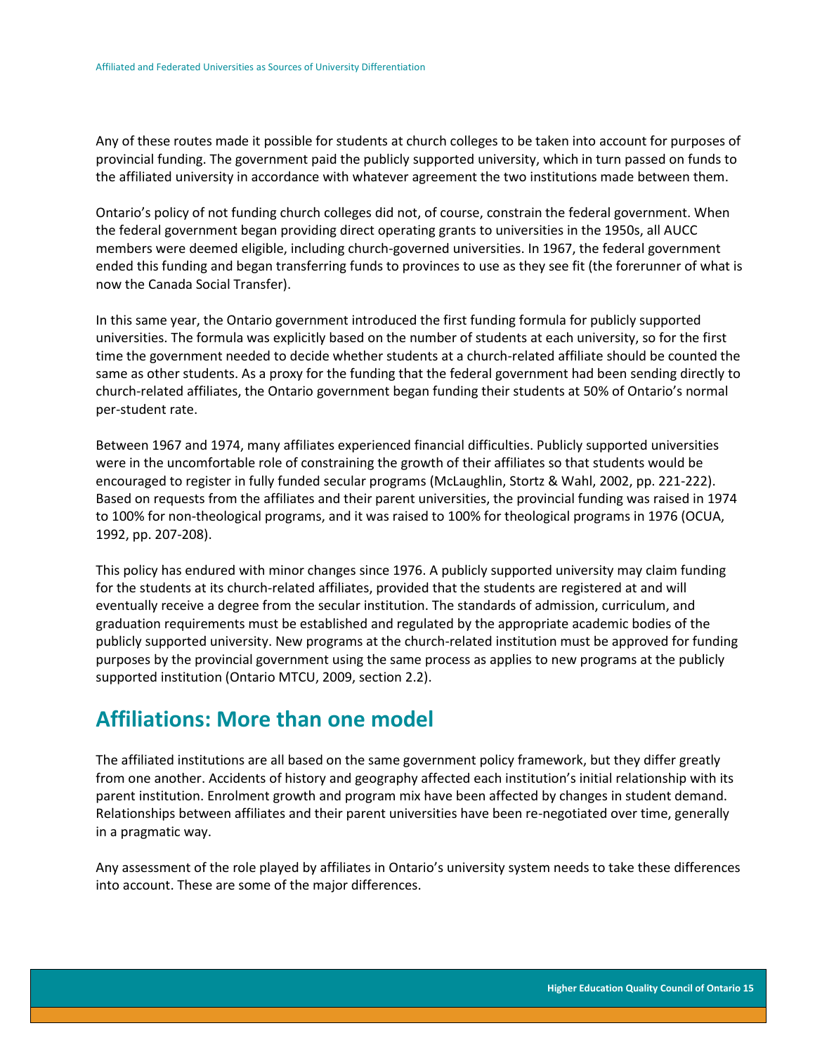Any of these routes made it possible for students at church colleges to be taken into account for purposes of provincial funding. The government paid the publicly supported university, which in turn passed on funds to the affiliated university in accordance with whatever agreement the two institutions made between them.

Ontario's policy of not funding church colleges did not, of course, constrain the federal government. When the federal government began providing direct operating grants to universities in the 1950s, all AUCC members were deemed eligible, including church-governed universities. In 1967, the federal government ended this funding and began transferring funds to provinces to use as they see fit (the forerunner of what is now the Canada Social Transfer).

In this same year, the Ontario government introduced the first funding formula for publicly supported universities. The formula was explicitly based on the number of students at each university, so for the first time the government needed to decide whether students at a church-related affiliate should be counted the same as other students. As a proxy for the funding that the federal government had been sending directly to church-related affiliates, the Ontario government began funding their students at 50% of Ontario's normal per-student rate.

Between 1967 and 1974, many affiliates experienced financial difficulties. Publicly supported universities were in the uncomfortable role of constraining the growth of their affiliates so that students would be encouraged to register in fully funded secular programs (McLaughlin, Stortz & Wahl, 2002, pp. 221-222). Based on requests from the affiliates and their parent universities, the provincial funding was raised in 1974 to 100% for non-theological programs, and it was raised to 100% for theological programs in 1976 (OCUA, 1992, pp. 207-208).

This policy has endured with minor changes since 1976. A publicly supported university may claim funding for the students at its church-related affiliates, provided that the students are registered at and will eventually receive a degree from the secular institution. The standards of admission, curriculum, and graduation requirements must be established and regulated by the appropriate academic bodies of the publicly supported university. New programs at the church-related institution must be approved for funding purposes by the provincial government using the same process as applies to new programs at the publicly supported institution (Ontario MTCU, 2009, section 2.2).

## Affiliations: More than one model

The affiliated institutions are all based on the same government policy framework, but they differ greatly from one another. Accidents of history and geography affected each institution's initial relationship with its parent institution. Enrolment growth and program mix have been affected by changes in student demand. Relationships between affiliates and their parent universities have been re-negotiated over time, generally in a pragmatic way.

Any assessment of the role played by affiliates in Ontario's university system needs to take these differences into account. These are some of the major differences.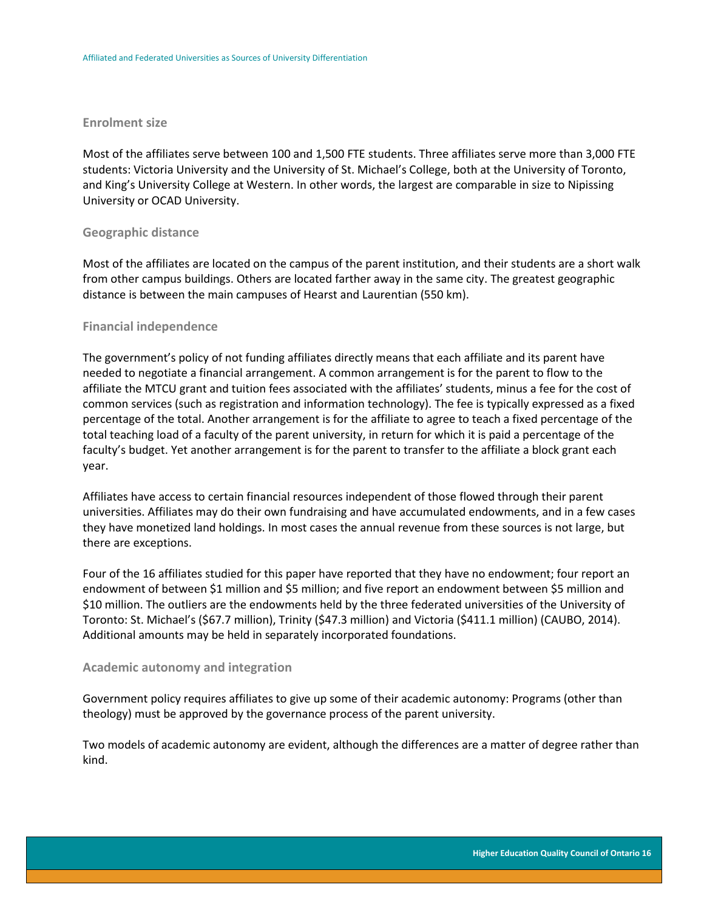### Enrolment size

Most of the affiliates serve between 100 and 1,500 FTE students. Three affiliates serve more than 3,000 FTE students: Victoria University and the University of St. Michael's College, both at the University of Toronto, and King's University College at Western. In other words, the largest are comparable in size to Nipissing University or OCAD University.

### Geographic distance

Most of the affiliates are located on the campus of the parent institution, and their students are a short walk from other campus buildings. Others are located farther away in the same city. The greatest geographic distance is between the main campuses of Hearst and Laurentian (550 km).

### Financial independence

The government's policy of not funding affiliates directly means that each affiliate and its parent have needed to negotiate a financial arrangement. A common arrangement is for the parent to flow to the affiliate the MTCU grant and tuition fees associated with the affiliates' students, minus a fee for the cost of common services (such as registration and information technology). The fee is typically expressed as a fixed percentage of the total. Another arrangement is for the affiliate to agree to teach a fixed percentage of the total teaching load of a faculty of the parent university, in return for which it is paid a percentage of the faculty's budget. Yet another arrangement is for the parent to transfer to the affiliate a block grant each year.

Affiliates have access to certain financial resources independent of those flowed through their parent universities. Affiliates may do their own fundraising and have accumulated endowments, and in a few cases they have monetized land holdings. In most cases the annual revenue from these sources is not large, but there are exceptions.

Four of the 16 affiliates studied for this paper have reported that they have no endowment; four report an endowment of between $1 million and $5 million; and five report an endowment between $5 million and $10 million. The outliers are the endowments held by the three federated universities of the University of Toronto: St. Michael's ($67.7 million), Trinity ($47.3 million) and Victoria ($411.1 million) (CAUBO, 2014). Additional amounts may be held in separately incorporated foundations.

### Academic autonomy and integration

Government policy requires affiliates to give up some of their academic autonomy: Programs (other than theology) must be approved by the governance process of the parent university.

Two models of academic autonomy are evident, although the differences are a matter of degree rather than kind.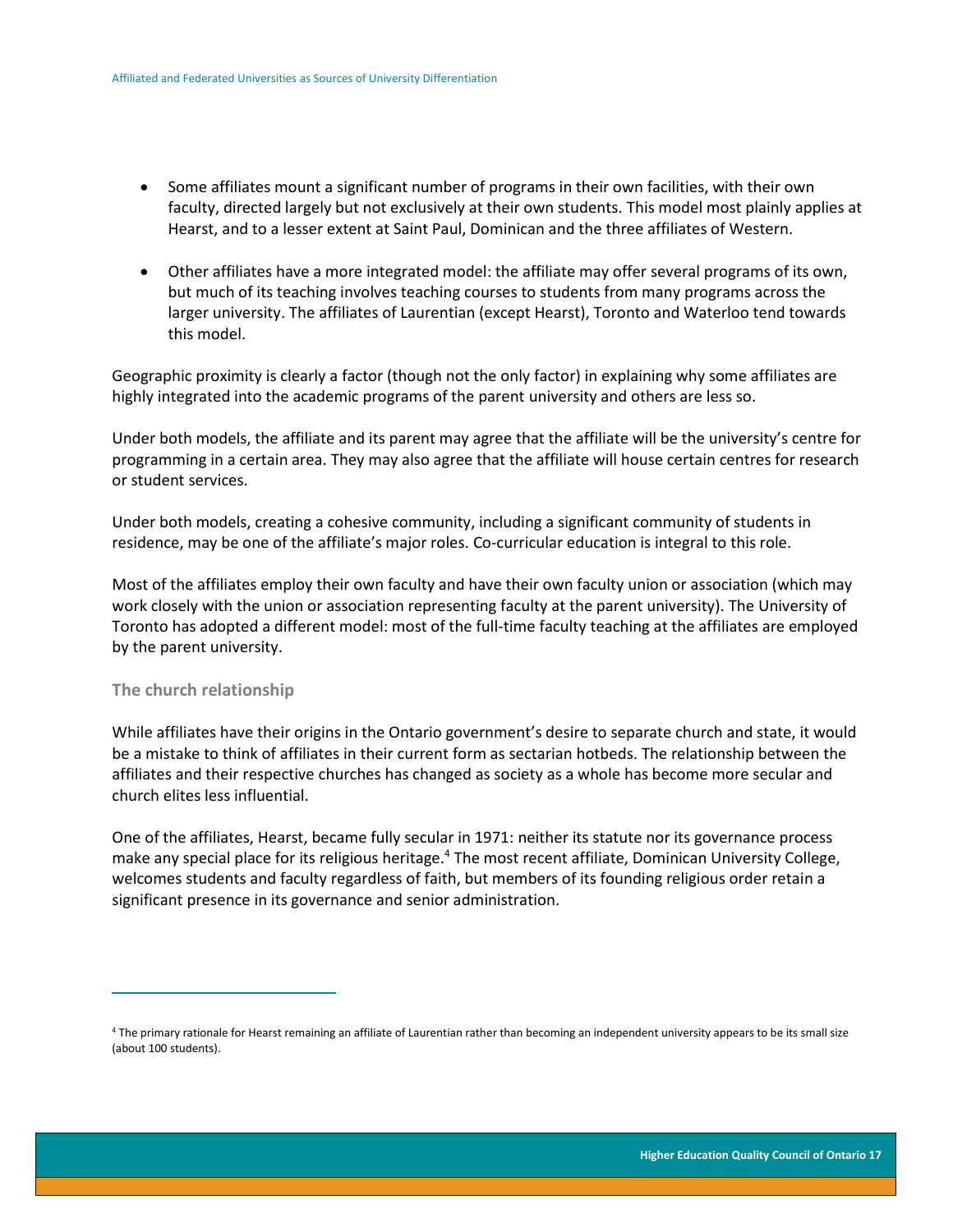- Some affiliates mount a significant number of programs in their own facilities, with their own faculty, directed largely but not exclusively at their own students. This model most plainly applies at Hearst, and to a lesser extent at Saint Paul, Dominican and the three affiliates of Western.

- Other affiliates have a more integrated model: the affiliate may offer several programs of its own, but much of its teaching involves teaching courses to students from many programs across the larger university. The affiliates of Laurentian (except Hearst), Toronto and Waterloo tend towards this model.

Geographic proximity is clearly a factor (though not the only factor) in explaining why some affiliates are highly integrated into the academic programs of the parent university and others are less so.

Under both models, the affiliate and its parent may agree that the affiliate will be the university's centre for programming in a certain area. They may also agree that the affiliate will house certain centres for research or student services.

Under both models, creating a cohesive community, including a significant community of students in residence, may be one of the affiliate's major roles. Co-curricular education is integral to this role.

Most of the affiliates employ their own faculty and have their own faculty union or association (which may work closely with the union or association representing faculty at the parent university). The University of Toronto has adopted a different model: most of the full-time faculty teaching at the affiliates are employed by the parent university.

### The church relationship

While affiliates have their origins in the Ontario government's desire to separate church and state, it would be a mistake to think of affiliates in their current form as sectarian hotbeds. The relationship between the affiliates and their respective churches has changed as society as a whole has become more secular and church elites less influential.

One of the affiliates, Hearst, became fully secular in 1971: neither its statute nor its governance process make any special place for its religious heritage.[4] The most recent affiliate, Dominican University College, welcomes students and faculty regardless of faith, but members of its founding religious order retain a significant presence in its governance and senior administration.

---

[4] The primary rationale for Hearst remaining an affiliate of Laurentian rather than becoming an independent university appears to be its small size (about 100 students).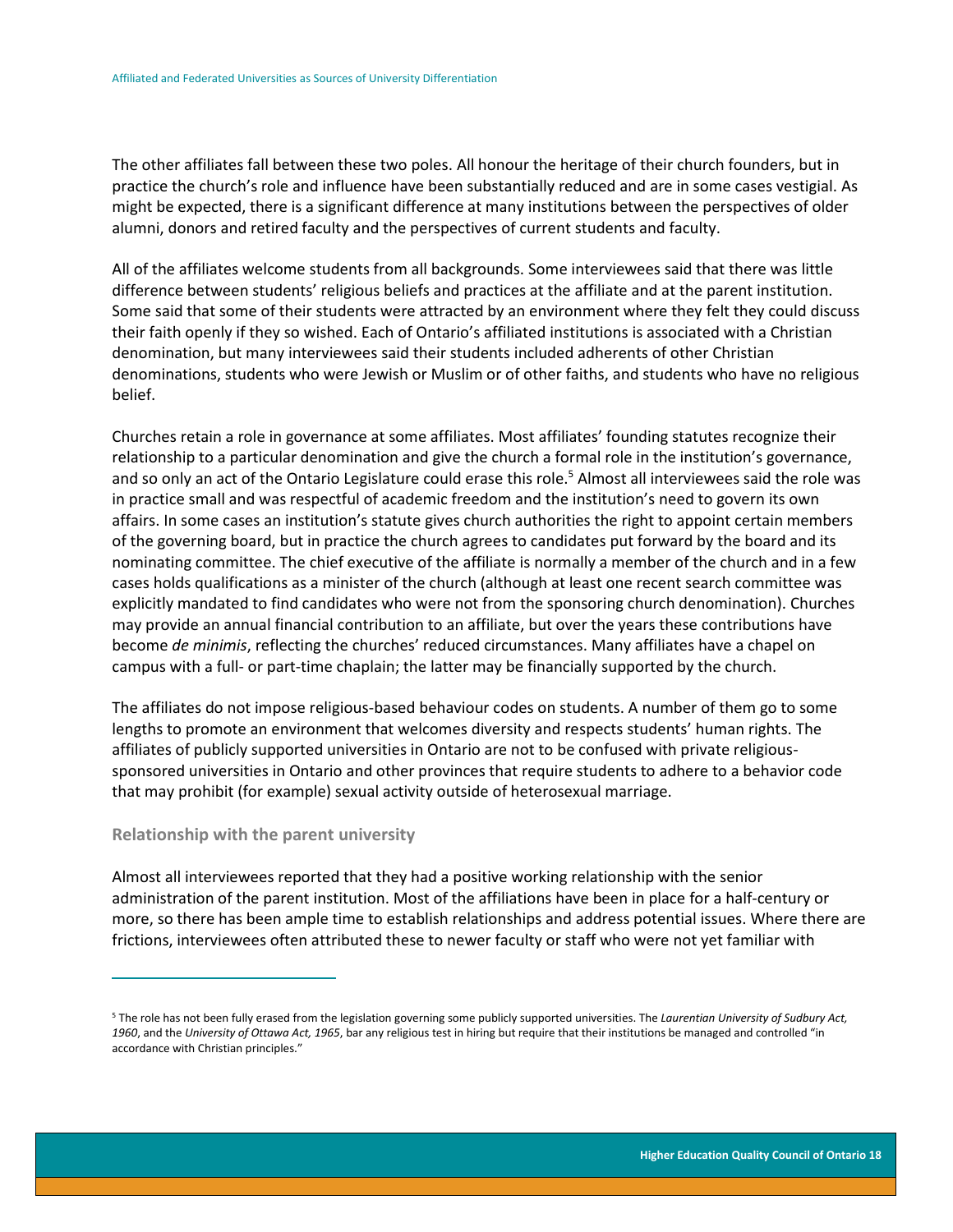The other affiliates fall between these two poles. All honour the heritage of their church founders, but in practice the church's role and influence have been substantially reduced and are in some cases vestigial. As might be expected, there is a significant difference at many institutions between the perspectives of older alumni, donors and retired faculty and the perspectives of current students and faculty.

All of the affiliates welcome students from all backgrounds. Some interviewees said that there was little difference between students' religious beliefs and practices at the affiliate and at the parent institution. Some said that some of their students were attracted by an environment where they felt they could discuss their faith openly if they so wished. Each of Ontario's affiliated institutions is associated with a Christian denomination, but many interviewees said their students included adherents of other Christian denominations, students who were Jewish or Muslim or of other faiths, and students who have no religious belief.

Churches retain a role in governance at some affiliates. Most affiliates' founding statutes recognize their relationship to a particular denomination and give the church a formal role in the institution's governance, and so only an act of the Ontario Legislature could erase this role.[5] Almost all interviewees said the role was in practice small and was respectful of academic freedom and the institution's need to govern its own affairs. In some cases an institution's statute gives church authorities the right to appoint certain members of the governing board, but in practice the church agrees to candidates put forward by the board and its nominating committee. The chief executive of the affiliate is normally a member of the church and in a few cases holds qualifications as a minister of the church (although at least one recent search committee was explicitly mandated to find candidates who were not from the sponsoring church denomination). Churches may provide an annual financial contribution to an affiliate, but over the years these contributions have become *de minimis*, reflecting the churches' reduced circumstances. Many affiliates have a chapel on campus with a full- or part-time chaplain; the latter may be financially supported by the church.

The affiliates do not impose religious-based behaviour codes on students. A number of them go to some lengths to promote an environment that welcomes diversity and respects students' human rights. The affiliates of publicly supported universities in Ontario are not to be confused with private religious-sponsored universities in Ontario and other provinces that require students to adhere to a behavior code that may prohibit (for example) sexual activity outside of heterosexual marriage.

### Relationship with the parent university

Almost all interviewees reported that they had a positive working relationship with the senior administration of the parent institution. Most of the affiliations have been in place for a half-century or more, so there has been ample time to establish relationships and address potential issues. Where there are frictions, interviewees often attributed these to newer faculty or staff who were not yet familiar with

---

[5] The role has not been fully erased from the legislation governing some publicly supported universities. The *Laurentian University of Sudbury Act, 1960*, and the *University of Ottawa Act, 1965*, bar any religious test in hiring but require that their institutions be managed and controlled "in accordance with Christian principles."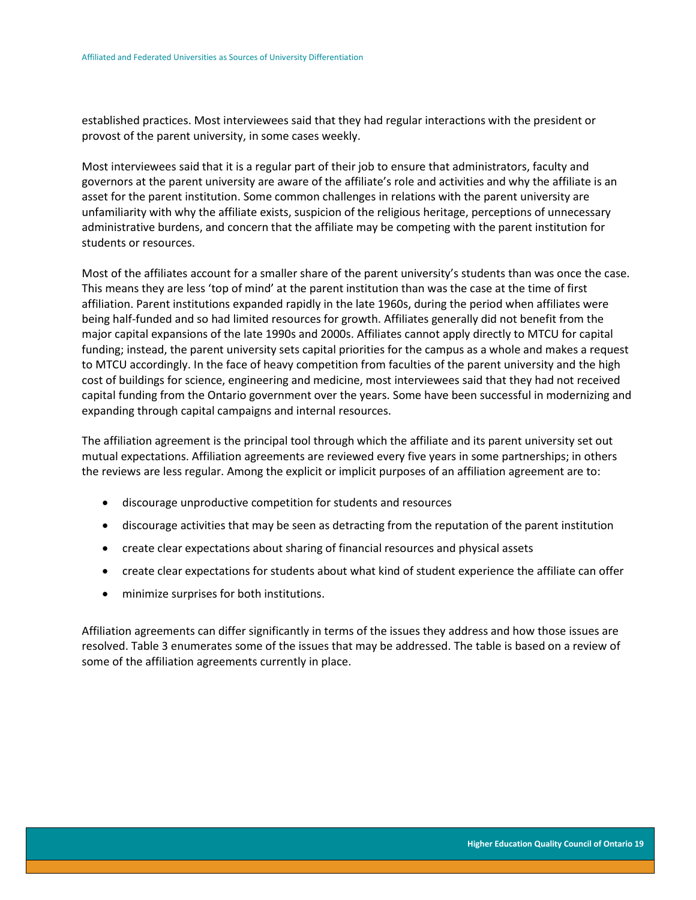established practices. Most interviewees said that they had regular interactions with the president or provost of the parent university, in some cases weekly.

Most interviewees said that it is a regular part of their job to ensure that administrators, faculty and governors at the parent university are aware of the affiliate's role and activities and why the affiliate is an asset for the parent institution. Some common challenges in relations with the parent university are unfamiliarity with why the affiliate exists, suspicion of the religious heritage, perceptions of unnecessary administrative burdens, and concern that the affiliate may be competing with the parent institution for students or resources.

Most of the affiliates account for a smaller share of the parent university's students than was once the case. This means they are less 'top of mind' at the parent institution than was the case at the time of first affiliation. Parent institutions expanded rapidly in the late 1960s, during the period when affiliates were being half-funded and so had limited resources for growth. Affiliates generally did not benefit from the major capital expansions of the late 1990s and 2000s. Affiliates cannot apply directly to MTCU for capital funding; instead, the parent university sets capital priorities for the campus as a whole and makes a request to MTCU accordingly. In the face of heavy competition from faculties of the parent university and the high cost of buildings for science, engineering and medicine, most interviewees said that they had not received capital funding from the Ontario government over the years. Some have been successful in modernizing and expanding through capital campaigns and internal resources.

The affiliation agreement is the principal tool through which the affiliate and its parent university set out mutual expectations. Affiliation agreements are reviewed every five years in some partnerships; in others the reviews are less regular. Among the explicit or implicit purposes of an affiliation agreement are to:

- discourage unproductive competition for students and resources
- discourage activities that may be seen as detracting from the reputation of the parent institution
- create clear expectations about sharing of financial resources and physical assets
- create clear expectations for students about what kind of student experience the affiliate can offer
- minimize surprises for both institutions.

Affiliation agreements can differ significantly in terms of the issues they address and how those issues are resolved. Table 3 enumerates some of the issues that may be addressed. The table is based on a review of some of the affiliation agreements currently in place.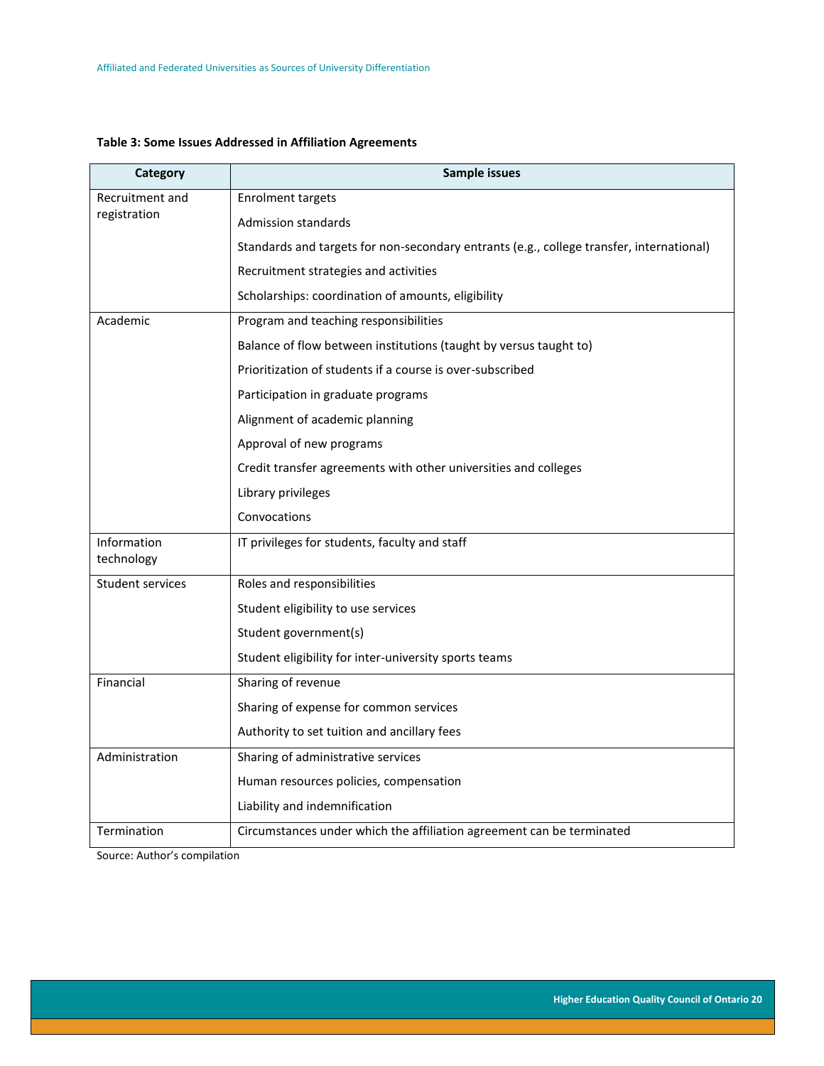**Table 3: Some Issues Addressed in Affiliation Agreements**

| Category | Sample issues |
|---|---|
| Recruitment and registration | Enrolment targets |
| | Admission standards |
| | Standards and targets for non-secondary entrants (e.g., college transfer, international) |
| | Recruitment strategies and activities |
| | Scholarships: coordination of amounts, eligibility |
| Academic | Program and teaching responsibilities |
| | Balance of flow between institutions (taught by versus taught to) |
| | Prioritization of students if a course is over-subscribed |
| | Participation in graduate programs |
| | Alignment of academic planning |
| | Approval of new programs |
| | Credit transfer agreements with other universities and colleges |
| | Library privileges |
| | Convocations |
| Information technology | IT privileges for students, faculty and staff |
| Student services | Roles and responsibilities |
| | Student eligibility to use services |
| | Student government(s) |
| | Student eligibility for inter-university sports teams |
| Financial | Sharing of revenue |
| | Sharing of expense for common services |
| | Authority to set tuition and ancillary fees |
| Administration | Sharing of administrative services |
| | Human resources policies, compensation |
| | Liability and indemnification |
| Termination | Circumstances under which the affiliation agreement can be terminated |

Source: Author's compilation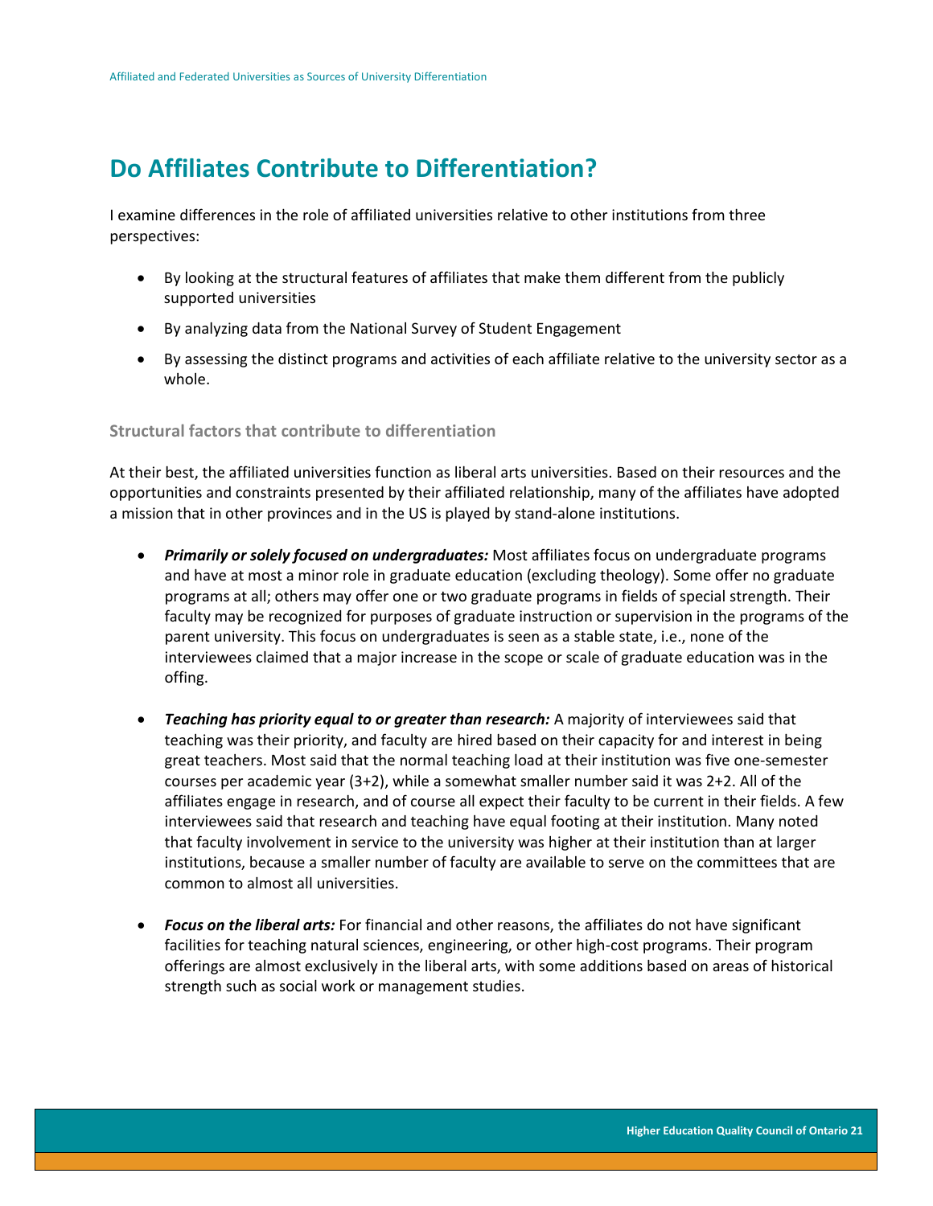# Do Affiliates Contribute to Differentiation?

I examine differences in the role of affiliated universities relative to other institutions from three perspectives:

- By looking at the structural features of affiliates that make them different from the publicly supported universities
- By analyzing data from the National Survey of Student Engagement
- By assessing the distinct programs and activities of each affiliate relative to the university sector as a whole.

### Structural factors that contribute to differentiation

At their best, the affiliated universities function as liberal arts universities. Based on their resources and the opportunities and constraints presented by their affiliated relationship, many of the affiliates have adopted a mission that in other provinces and in the US is played by stand-alone institutions.

- ***Primarily or solely focused on undergraduates:*** Most affiliates focus on undergraduate programs and have at most a minor role in graduate education (excluding theology). Some offer no graduate programs at all; others may offer one or two graduate programs in fields of special strength. Their faculty may be recognized for purposes of graduate instruction or supervision in the programs of the parent university. This focus on undergraduates is seen as a stable state, i.e., none of the interviewees claimed that a major increase in the scope or scale of graduate education was in the offing.
- ***Teaching has priority equal to or greater than research:*** A majority of interviewees said that teaching was their priority, and faculty are hired based on their capacity for and interest in being great teachers. Most said that the normal teaching load at their institution was five one-semester courses per academic year (3+2), while a somewhat smaller number said it was 2+2. All of the affiliates engage in research, and of course all expect their faculty to be current in their fields. A few interviewees said that research and teaching have equal footing at their institution. Many noted that faculty involvement in service to the university was higher at their institution than at larger institutions, because a smaller number of faculty are available to serve on the committees that are common to almost all universities.
- ***Focus on the liberal arts:*** For financial and other reasons, the affiliates do not have significant facilities for teaching natural sciences, engineering, or other high-cost programs. Their program offerings are almost exclusively in the liberal arts, with some additions based on areas of historical strength such as social work or management studies.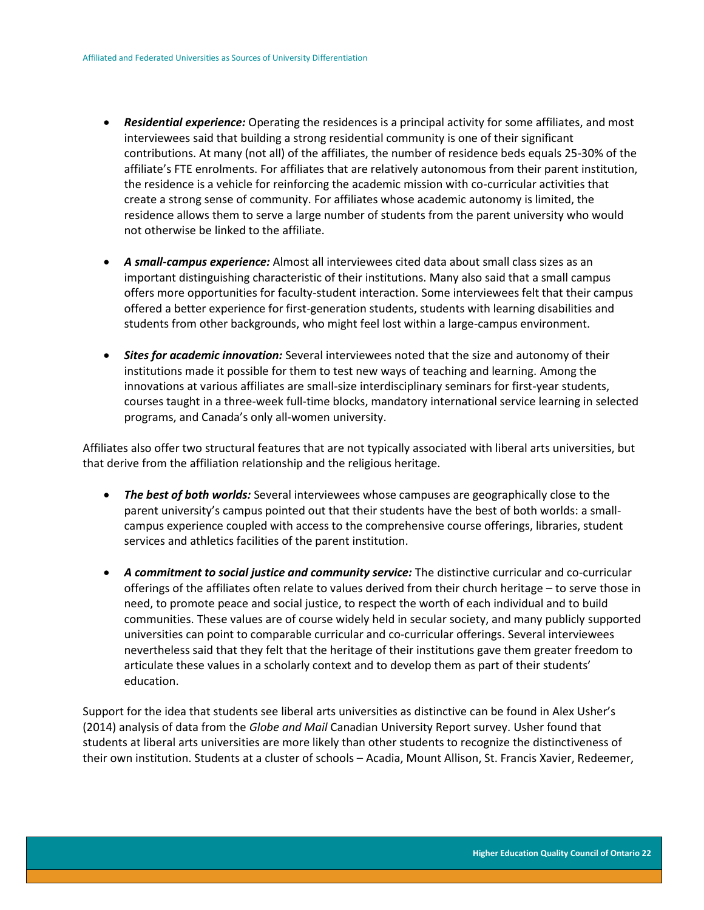- ***Residential experience:*** Operating the residences is a principal activity for some affiliates, and most interviewees said that building a strong residential community is one of their significant contributions. At many (not all) of the affiliates, the number of residence beds equals 25-30% of the affiliate's FTE enrolments. For affiliates that are relatively autonomous from their parent institution, the residence is a vehicle for reinforcing the academic mission with co-curricular activities that create a strong sense of community. For affiliates whose academic autonomy is limited, the residence allows them to serve a large number of students from the parent university who would not otherwise be linked to the affiliate.

- ***A small-campus experience:*** Almost all interviewees cited data about small class sizes as an important distinguishing characteristic of their institutions. Many also said that a small campus offers more opportunities for faculty-student interaction. Some interviewees felt that their campus offered a better experience for first-generation students, students with learning disabilities and students from other backgrounds, who might feel lost within a large-campus environment.

- ***Sites for academic innovation:*** Several interviewees noted that the size and autonomy of their institutions made it possible for them to test new ways of teaching and learning. Among the innovations at various affiliates are small-size interdisciplinary seminars for first-year students, courses taught in a three-week full-time blocks, mandatory international service learning in selected programs, and Canada's only all-women university.

Affiliates also offer two structural features that are not typically associated with liberal arts universities, but that derive from the affiliation relationship and the religious heritage.

- ***The best of both worlds:*** Several interviewees whose campuses are geographically close to the parent university's campus pointed out that their students have the best of both worlds: a small-campus experience coupled with access to the comprehensive course offerings, libraries, student services and athletics facilities of the parent institution.

- ***A commitment to social justice and community service:*** The distinctive curricular and co-curricular offerings of the affiliates often relate to values derived from their church heritage – to serve those in need, to promote peace and social justice, to respect the worth of each individual and to build communities. These values are of course widely held in secular society, and many publicly supported universities can point to comparable curricular and co-curricular offerings. Several interviewees nevertheless said that they felt that the heritage of their institutions gave them greater freedom to articulate these values in a scholarly context and to develop them as part of their students' education.

Support for the idea that students see liberal arts universities as distinctive can be found in Alex Usher's (2014) analysis of data from the *Globe and Mail* Canadian University Report survey. Usher found that students at liberal arts universities are more likely than other students to recognize the distinctiveness of their own institution. Students at a cluster of schools – Acadia, Mount Allison, St. Francis Xavier, Redeemer,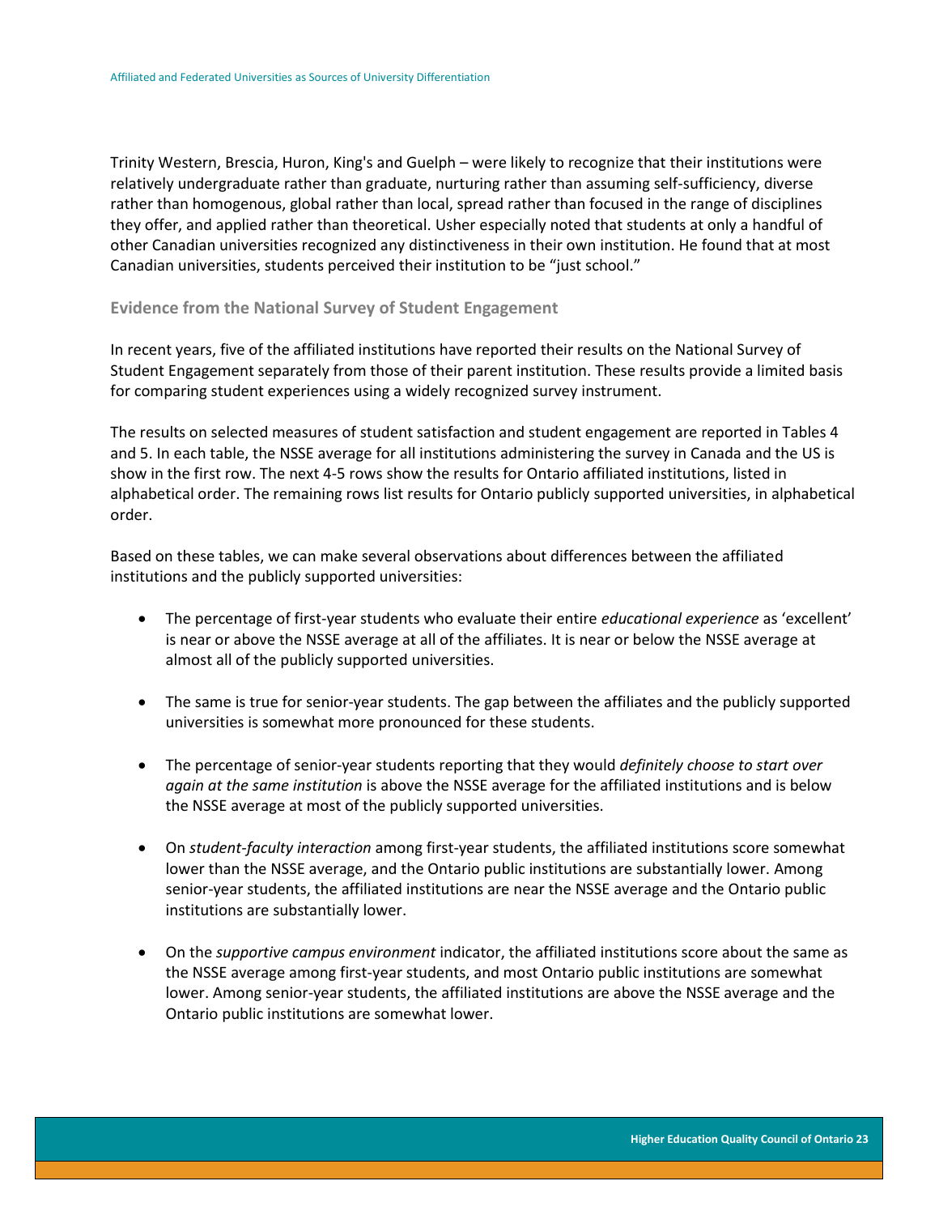Trinity Western, Brescia, Huron, King's and Guelph – were likely to recognize that their institutions were relatively undergraduate rather than graduate, nurturing rather than assuming self-sufficiency, diverse rather than homogenous, global rather than local, spread rather than focused in the range of disciplines they offer, and applied rather than theoretical. Usher especially noted that students at only a handful of other Canadian universities recognized any distinctiveness in their own institution. He found that at most Canadian universities, students perceived their institution to be "just school."

### Evidence from the National Survey of Student Engagement

In recent years, five of the affiliated institutions have reported their results on the National Survey of Student Engagement separately from those of their parent institution. These results provide a limited basis for comparing student experiences using a widely recognized survey instrument.

The results on selected measures of student satisfaction and student engagement are reported in Tables 4 and 5. In each table, the NSSE average for all institutions administering the survey in Canada and the US is show in the first row. The next 4-5 rows show the results for Ontario affiliated institutions, listed in alphabetical order. The remaining rows list results for Ontario publicly supported universities, in alphabetical order.

Based on these tables, we can make several observations about differences between the affiliated institutions and the publicly supported universities:

- The percentage of first-year students who evaluate their entire *educational experience* as 'excellent' is near or above the NSSE average at all of the affiliates. It is near or below the NSSE average at almost all of the publicly supported universities.
- The same is true for senior-year students. The gap between the affiliates and the publicly supported universities is somewhat more pronounced for these students.
- The percentage of senior-year students reporting that they would *definitely choose to start over again at the same institution* is above the NSSE average for the affiliated institutions and is below the NSSE average at most of the publicly supported universities.
- On *student-faculty interaction* among first-year students, the affiliated institutions score somewhat lower than the NSSE average, and the Ontario public institutions are substantially lower. Among senior-year students, the affiliated institutions are near the NSSE average and the Ontario public institutions are substantially lower.
- On the *supportive campus environment* indicator, the affiliated institutions score about the same as the NSSE average among first-year students, and most Ontario public institutions are somewhat lower. Among senior-year students, the affiliated institutions are above the NSSE average and the Ontario public institutions are somewhat lower.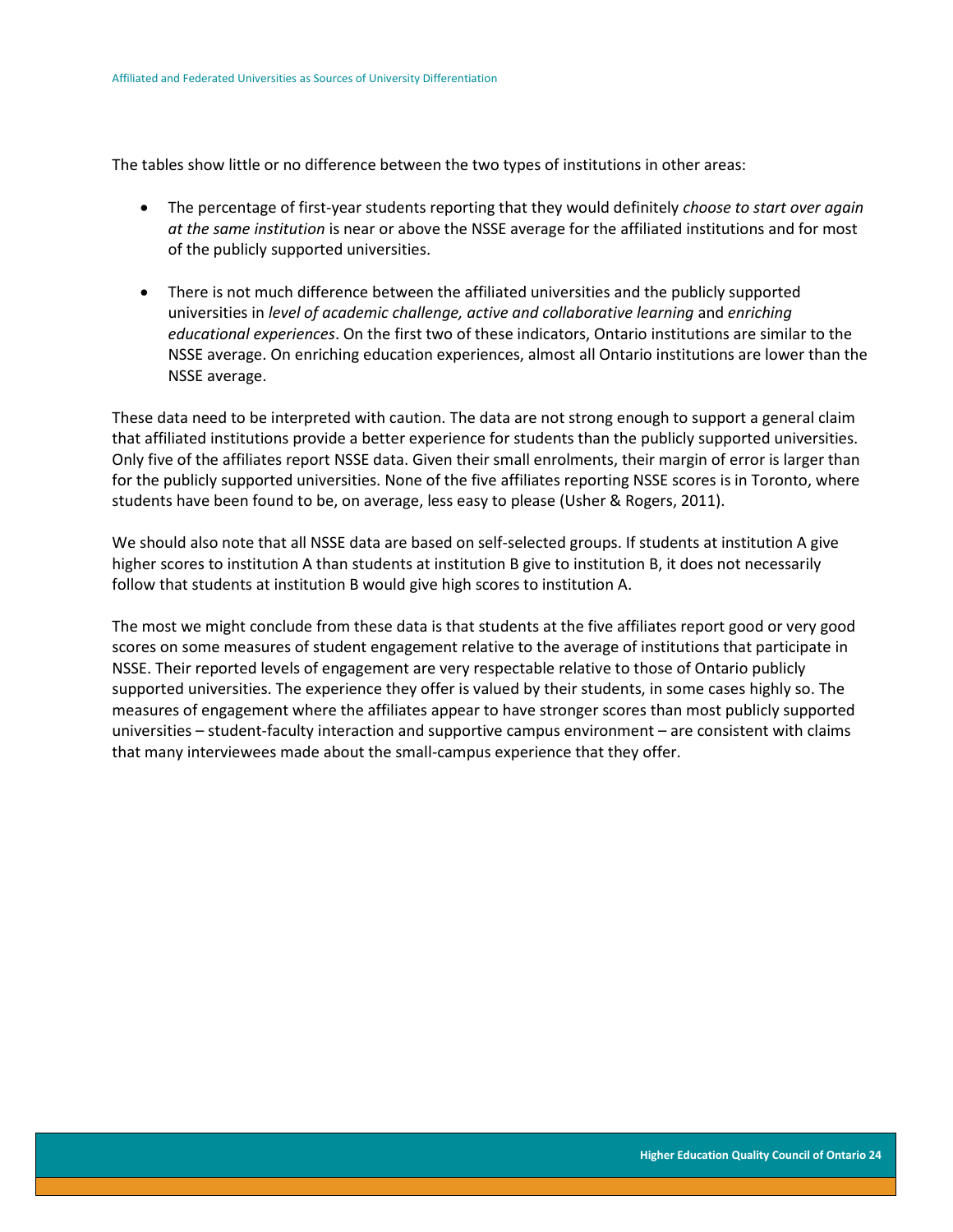The tables show little or no difference between the two types of institutions in other areas:

- The percentage of first-year students reporting that they would definitely *choose to start over again at the same institution* is near or above the NSSE average for the affiliated institutions and for most of the publicly supported universities.

- There is not much difference between the affiliated universities and the publicly supported universities in *level of academic challenge, active and collaborative learning* and *enriching educational experiences*. On the first two of these indicators, Ontario institutions are similar to the NSSE average. On enriching education experiences, almost all Ontario institutions are lower than the NSSE average.

These data need to be interpreted with caution. The data are not strong enough to support a general claim that affiliated institutions provide a better experience for students than the publicly supported universities. Only five of the affiliates report NSSE data. Given their small enrolments, their margin of error is larger than for the publicly supported universities. None of the five affiliates reporting NSSE scores is in Toronto, where students have been found to be, on average, less easy to please (Usher & Rogers, 2011).

We should also note that all NSSE data are based on self-selected groups. If students at institution A give higher scores to institution A than students at institution B give to institution B, it does not necessarily follow that students at institution B would give high scores to institution A.

The most we might conclude from these data is that students at the five affiliates report good or very good scores on some measures of student engagement relative to the average of institutions that participate in NSSE. Their reported levels of engagement are very respectable relative to those of Ontario publicly supported universities. The experience they offer is valued by their students, in some cases highly so. The measures of engagement where the affiliates appear to have stronger scores than most publicly supported universities – student-faculty interaction and supportive campus environment – are consistent with claims that many interviewees made about the small-campus experience that they offer.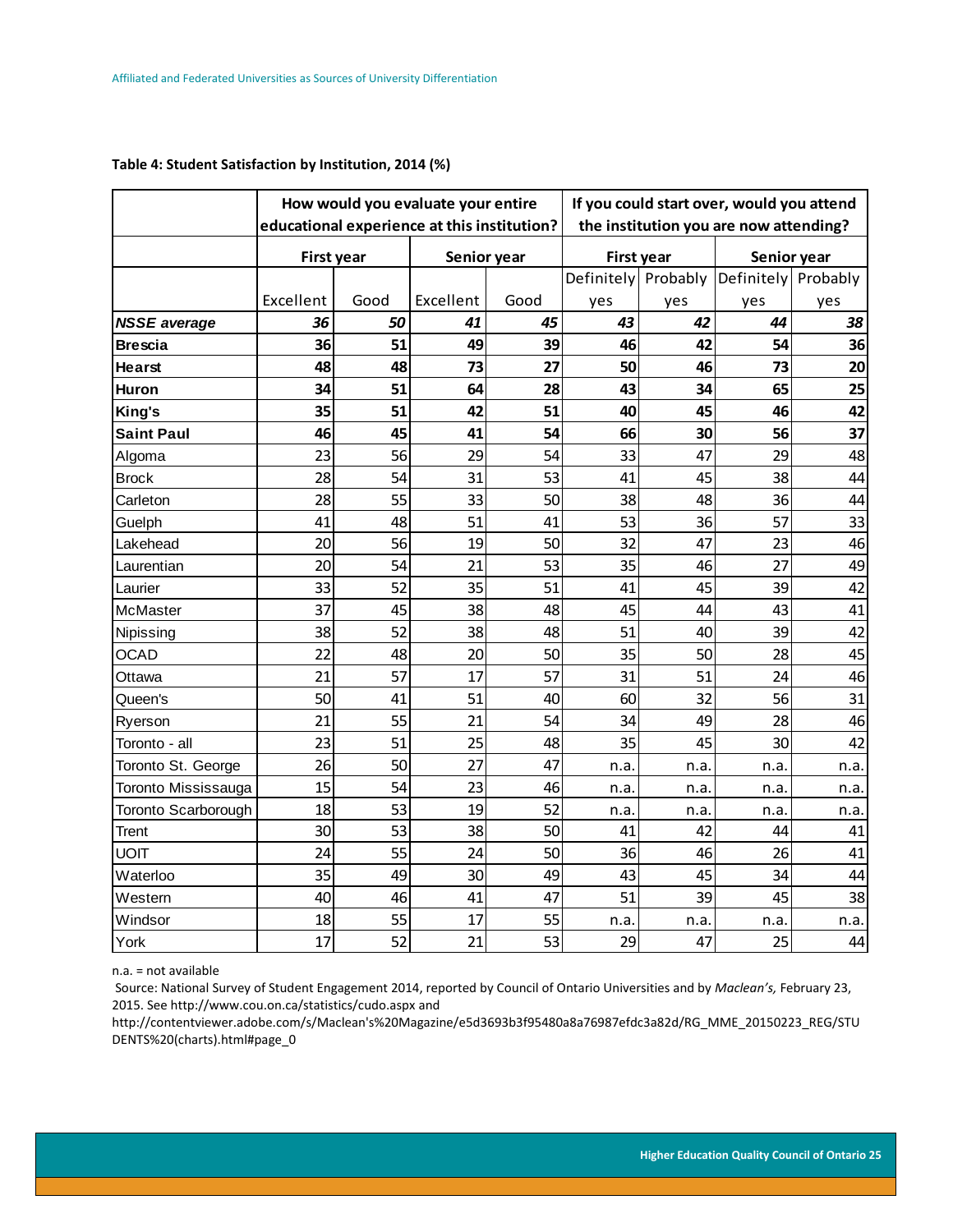**Table 4: Student Satisfaction by Institution, 2014 (%)**

| | How would you evaluate your entire educational experience at this institution? | | | | If you could start over, would you attend the institution you are now attending? | | | |
|---|---|---|---|---|---|---|---|---|
| | First year | | Senior year | | First year | | Senior year | |
| | Excellent | Good | Excellent | Good | Definitely yes | Probably yes | Definitely yes | Probably yes |
| ***NSSE average*** | ***36*** | ***50*** | ***41*** | ***45*** | ***43*** | ***42*** | ***44*** | ***38*** |
| **Brescia** | **36** | **51** | **49** | **39** | **46** | **42** | **54** | **36** |
| **Hearst** | **48** | **48** | **73** | **27** | **50** | **46** | **73** | **20** |
| **Huron** | **34** | **51** | **64** | **28** | **43** | **34** | **65** | **25** |
| **King's** | **35** | **51** | **42** | **51** | **40** | **45** | **46** | **42** |
| **Saint Paul** | **46** | **45** | **41** | **54** | **66** | **30** | **56** | **37** |
| Algoma | 23 | 56 | 29 | 54 | 33 | 47 | 29 | 48 |
| Brock | 28 | 54 | 31 | 53 | 41 | 45 | 38 | 44 |
| Carleton | 28 | 55 | 33 | 50 | 38 | 48 | 36 | 44 |
| Guelph | 41 | 48 | 51 | 41 | 53 | 36 | 57 | 33 |
| Lakehead | 20 | 56 | 19 | 50 | 32 | 47 | 23 | 46 |
| Laurentian | 20 | 54 | 21 | 53 | 35 | 46 | 27 | 49 |
| Laurier | 33 | 52 | 35 | 51 | 41 | 45 | 39 | 42 |
| McMaster | 37 | 45 | 38 | 48 | 45 | 44 | 43 | 41 |
| Nipissing | 38 | 52 | 38 | 48 | 51 | 40 | 39 | 42 |
| OCAD | 22 | 48 | 20 | 50 | 35 | 50 | 28 | 45 |
| Ottawa | 21 | 57 | 17 | 57 | 31 | 51 | 24 | 46 |
| Queen's | 50 | 41 | 51 | 40 | 60 | 32 | 56 | 31 |
| Ryerson | 21 | 55 | 21 | 54 | 34 | 49 | 28 | 46 |
| Toronto - all | 23 | 51 | 25 | 48 | 35 | 45 | 30 | 42 |
| Toronto St. George | 26 | 50 | 27 | 47 | n.a. | n.a. | n.a. | n.a. |
| Toronto Mississauga | 15 | 54 | 23 | 46 | n.a. | n.a. | n.a. | n.a. |
| Toronto Scarborough | 18 | 53 | 19 | 52 | n.a. | n.a. | n.a. | n.a. |
| Trent | 30 | 53 | 38 | 50 | 41 | 42 | 44 | 41 |
| UOIT | 24 | 55 | 24 | 50 | 36 | 46 | 26 | 41 |
| Waterloo | 35 | 49 | 30 | 49 | 43 | 45 | 34 | 44 |
| Western | 40 | 46 | 41 | 47 | 51 | 39 | 45 | 38 |
| Windsor | 18 | 55 | 17 | 55 | n.a. | n.a. | n.a. | n.a. |
| York | 17 | 52 | 21 | 53 | 29 | 47 | 25 | 44 |

n.a. = not available

Source: National Survey of Student Engagement 2014, reported by Council of Ontario Universities and by *Maclean's,* February 23, 2015. See http://www.cou.on.ca/statistics/cudo.aspx and http://contentviewer.adobe.com/s/Maclean's%20Magazine/e5d3693b3f95480a8a76987efdc3a82d/RG_MME_20150223_REG/STUDENTS%20(charts).html#page_0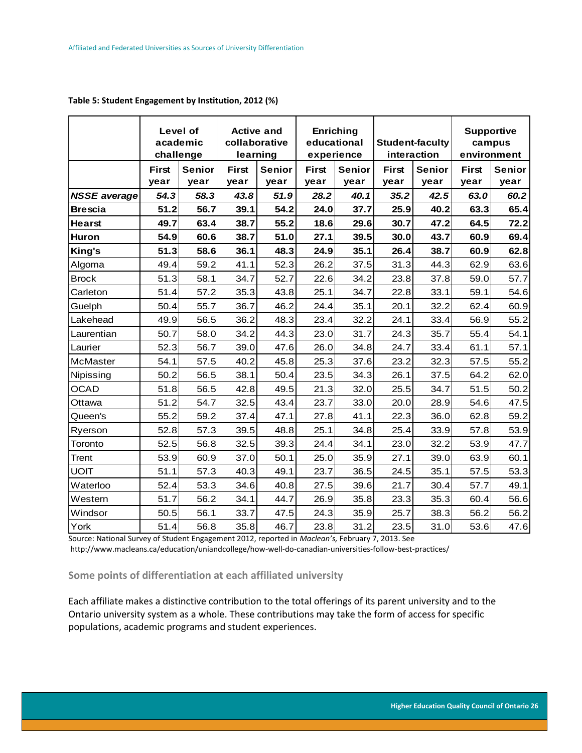**Table 5: Student Engagement by Institution, 2012 (%)**

| | Level of academic challenge | | Active and collaborative learning | | Enriching educational experience | | Student-faculty interaction | | Supportive campus environment | |
|---|---|---|---|---|---|---|---|---|---|---|
| | First year | Senior year | First year | Senior year | First year | Senior year | First year | Senior year | First year | Senior year |
| ***NSSE average*** | ***54.3*** | ***58.3*** | ***43.8*** | ***51.9*** | ***28.2*** | ***40.1*** | ***35.2*** | ***42.5*** | ***63.0*** | ***60.2*** |
| **Brescia** | **51.2** | **56.7** | **39.1** | **54.2** | **24.0** | **37.7** | **25.9** | **40.2** | **63.3** | **65.4** |
| **Hearst** | **49.7** | **63.4** | **38.7** | **55.2** | **18.6** | **29.6** | **30.7** | **47.2** | **64.5** | **72.2** |
| **Huron** | **54.9** | **60.6** | **38.7** | **51.0** | **27.1** | **39.5** | **30.0** | **43.7** | **60.9** | **69.4** |
| **King's** | **51.3** | **58.6** | **36.1** | **48.3** | **24.9** | **35.1** | **26.4** | **38.7** | **60.9** | **62.8** |
| Algoma | 49.4 | 59.2 | 41.1 | 52.3 | 26.2 | 37.5 | 31.3 | 44.3 | 62.9 | 63.6 |
| Brock | 51.3 | 58.1 | 34.7 | 52.7 | 22.6 | 34.2 | 23.8 | 37.8 | 59.0 | 57.7 |
| Carleton | 51.4 | 57.2 | 35.3 | 43.8 | 25.1 | 34.7 | 22.8 | 33.1 | 59.1 | 54.6 |
| Guelph | 50.4 | 55.7 | 36.7 | 46.2 | 24.4 | 35.1 | 20.1 | 32.2 | 62.4 | 60.9 |
| Lakehead | 49.9 | 56.5 | 36.2 | 48.3 | 23.4 | 32.2 | 24.1 | 33.4 | 56.9 | 55.2 |
| Laurentian | 50.7 | 58.0 | 34.2 | 44.3 | 23.0 | 31.7 | 24.3 | 35.7 | 55.4 | 54.1 |
| Laurier | 52.3 | 56.7 | 39.0 | 47.6 | 26.0 | 34.8 | 24.7 | 33.4 | 61.1 | 57.1 |
| McMaster | 54.1 | 57.5 | 40.2 | 45.8 | 25.3 | 37.6 | 23.2 | 32.3 | 57.5 | 55.2 |
| Nipissing | 50.2 | 56.5 | 38.1 | 50.4 | 23.5 | 34.3 | 26.1 | 37.5 | 64.2 | 62.0 |
| OCAD | 51.8 | 56.5 | 42.8 | 49.5 | 21.3 | 32.0 | 25.5 | 34.7 | 51.5 | 50.2 |
| Ottawa | 51.2 | 54.7 | 32.5 | 43.4 | 23.7 | 33.0 | 20.0 | 28.9 | 54.6 | 47.5 |
| Queen's | 55.2 | 59.2 | 37.4 | 47.1 | 27.8 | 41.1 | 22.3 | 36.0 | 62.8 | 59.2 |
| Ryerson | 52.8 | 57.3 | 39.5 | 48.8 | 25.1 | 34.8 | 25.4 | 33.9 | 57.8 | 53.9 |
| Toronto | 52.5 | 56.8 | 32.5 | 39.3 | 24.4 | 34.1 | 23.0 | 32.2 | 53.9 | 47.7 |
| Trent | 53.9 | 60.9 | 37.0 | 50.1 | 25.0 | 35.9 | 27.1 | 39.0 | 63.9 | 60.1 |
| UOIT | 51.1 | 57.3 | 40.3 | 49.1 | 23.7 | 36.5 | 24.5 | 35.1 | 57.5 | 53.3 |
| Waterloo | 52.4 | 53.3 | 34.6 | 40.8 | 27.5 | 39.6 | 21.7 | 30.4 | 57.7 | 49.1 |
| Western | 51.7 | 56.2 | 34.1 | 44.7 | 26.9 | 35.8 | 23.3 | 35.3 | 60.4 | 56.6 |
| Windsor | 50.5 | 56.1 | 33.7 | 47.5 | 24.3 | 35.9 | 25.7 | 38.3 | 56.2 | 56.2 |
| York | 51.4 | 56.8 | 35.8 | 46.7 | 23.8 | 31.2 | 23.5 | 31.0 | 53.6 | 47.6 |

Source: National Survey of Student Engagement 2012, reported in *Maclean's,* February 7, 2013. See http://www.macleans.ca/education/uniandcollege/how-well-do-canadian-universities-follow-best-practices/

## Some points of differentiation at each affiliated university

Each affiliate makes a distinctive contribution to the total offerings of its parent university and to the Ontario university system as a whole. These contributions may take the form of access for specific populations, academic programs and student experiences.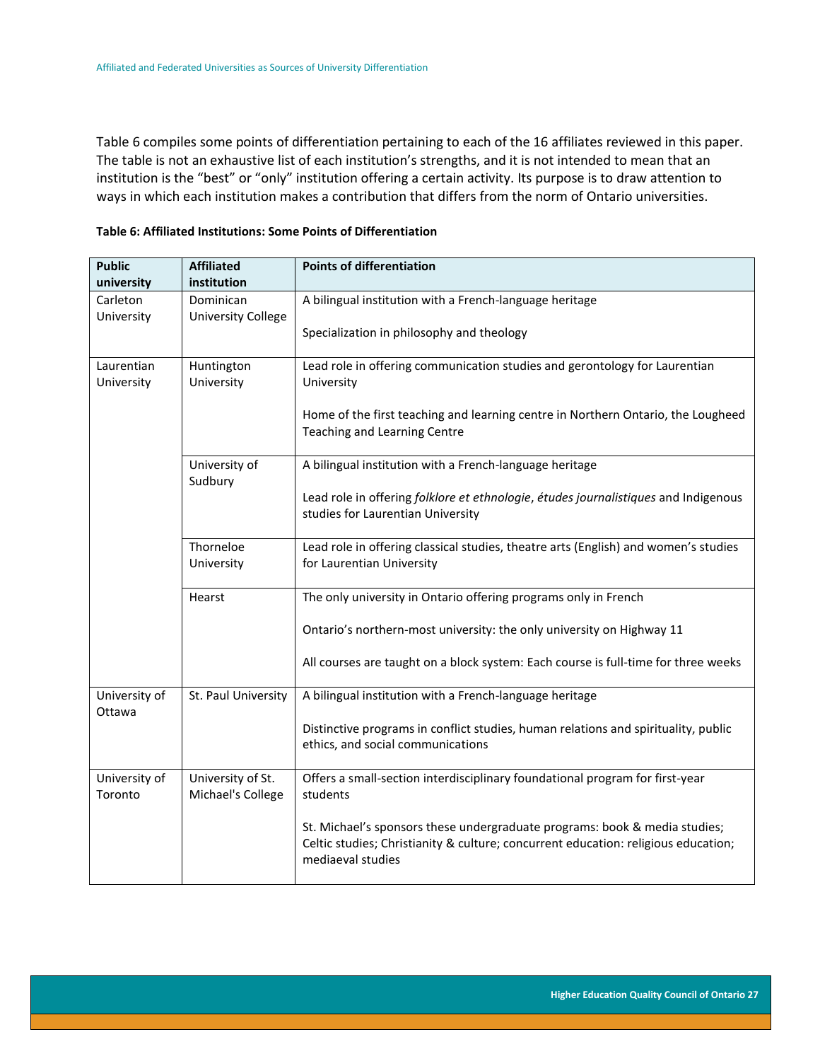Table 6 compiles some points of differentiation pertaining to each of the 16 affiliates reviewed in this paper. The table is not an exhaustive list of each institution's strengths, and it is not intended to mean that an institution is the "best" or "only" institution offering a certain activity. Its purpose is to draw attention to ways in which each institution makes a contribution that differs from the norm of Ontario universities.

**Table 6: Affiliated Institutions: Some Points of Differentiation**

| Public university | Affiliated institution | Points of differentiation |
|---|---|---|
| Carleton University | Dominican University College | A bilingual institution with a French-language heritage<br><br>Specialization in philosophy and theology |
| Laurentian University | Huntington University | Lead role in offering communication studies and gerontology for Laurentian University<br><br>Home of the first teaching and learning centre in Northern Ontario, the Lougheed Teaching and Learning Centre |
| | University of Sudbury | A bilingual institution with a French-language heritage<br><br>Lead role in offering *folklore et ethnologie*, *études journalistiques* and Indigenous studies for Laurentian University |
| | Thorneloe University | Lead role in offering classical studies, theatre arts (English) and women's studies for Laurentian University |
| | Hearst | The only university in Ontario offering programs only in French<br><br>Ontario's northern-most university: the only university on Highway 11<br><br>All courses are taught on a block system: Each course is full-time for three weeks |
| University of Ottawa | St. Paul University | A bilingual institution with a French-language heritage<br><br>Distinctive programs in conflict studies, human relations and spirituality, public ethics, and social communications |
| University of Toronto | University of St. Michael's College | Offers a small-section interdisciplinary foundational program for first-year students<br><br>St. Michael's sponsors these undergraduate programs: book & media studies; Celtic studies; Christianity & culture; concurrent education: religious education; mediaeval studies |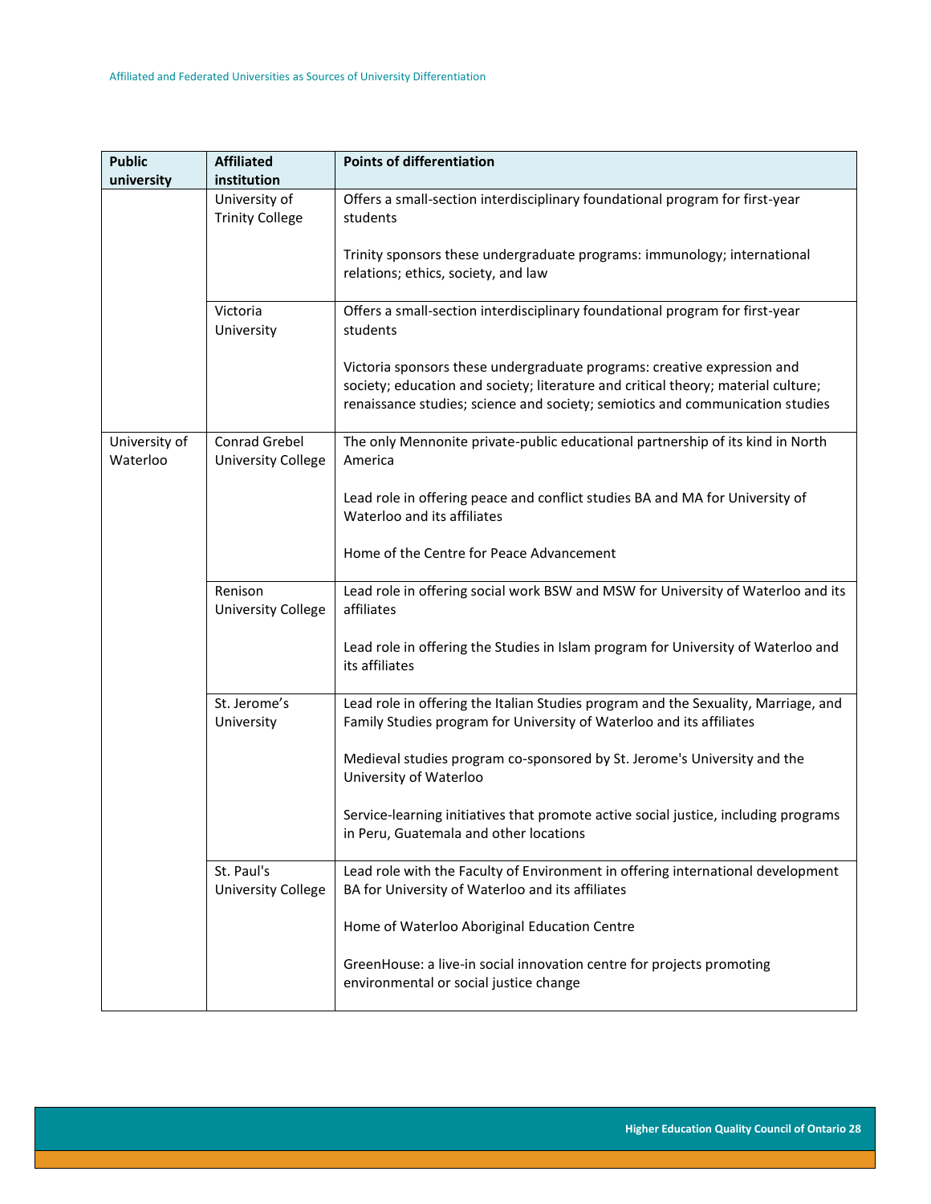| Public university | Affiliated institution | Points of differentiation |
|---|---|---|
| | University of Trinity College | Offers a small-section interdisciplinary foundational program for first-year students<br><br>Trinity sponsors these undergraduate programs: immunology; international relations; ethics, society, and law |
| | Victoria University | Offers a small-section interdisciplinary foundational program for first-year students<br><br>Victoria sponsors these undergraduate programs: creative expression and society; education and society; literature and critical theory; material culture; renaissance studies; science and society; semiotics and communication studies |
| University of Waterloo | Conrad Grebel University College | The only Mennonite private-public educational partnership of its kind in North America<br><br>Lead role in offering peace and conflict studies BA and MA for University of Waterloo and its affiliates<br><br>Home of the Centre for Peace Advancement |
| | Renison University College | Lead role in offering social work BSW and MSW for University of Waterloo and its affiliates<br><br>Lead role in offering the Studies in Islam program for University of Waterloo and its affiliates |
| | St. Jerome's University | Lead role in offering the Italian Studies program and the Sexuality, Marriage, and Family Studies program for University of Waterloo and its affiliates<br><br>Medieval studies program co-sponsored by St. Jerome's University and the University of Waterloo<br><br>Service-learning initiatives that promote active social justice, including programs in Peru, Guatemala and other locations |
| | St. Paul's University College | Lead role with the Faculty of Environment in offering international development BA for University of Waterloo and its affiliates<br><br>Home of Waterloo Aboriginal Education Centre<br><br>GreenHouse: a live-in social innovation centre for projects promoting environmental or social justice change |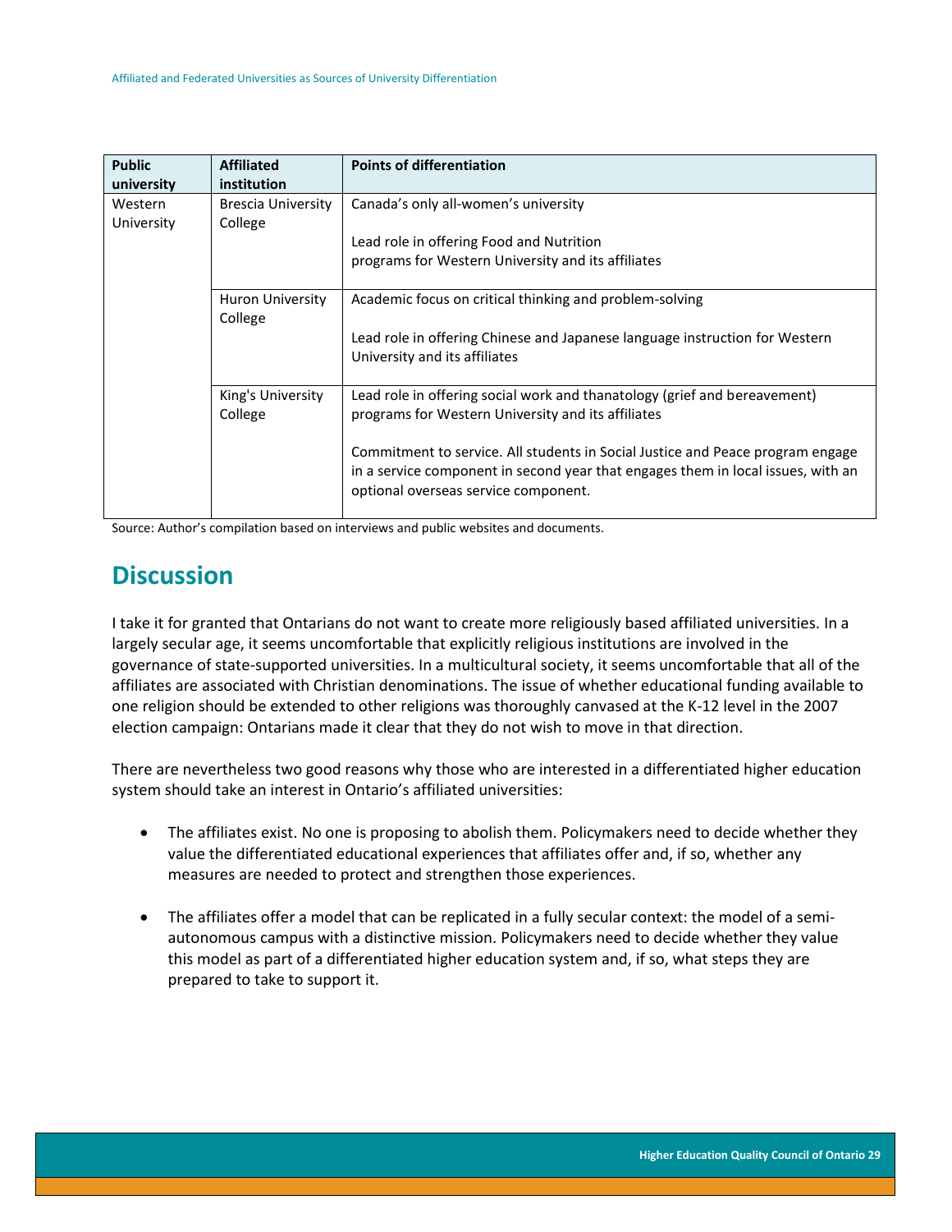| Public university | Affiliated institution | Points of differentiation |
|---|---|---|
| Western University | Brescia University College | Canada's only all-women's university<br><br>Lead role in offering Food and Nutrition programs for Western University and its affiliates |
| | Huron University College | Academic focus on critical thinking and problem-solving<br><br>Lead role in offering Chinese and Japanese language instruction for Western University and its affiliates |
| | King's University College | Lead role in offering social work and thanatology (grief and bereavement) programs for Western University and its affiliates<br><br>Commitment to service. All students in Social Justice and Peace program engage in a service component in second year that engages them in local issues, with an optional overseas service component. |

Source: Author's compilation based on interviews and public websites and documents.

## Discussion

I take it for granted that Ontarians do not want to create more religiously based affiliated universities. In a largely secular age, it seems uncomfortable that explicitly religious institutions are involved in the governance of state-supported universities. In a multicultural society, it seems uncomfortable that all of the affiliates are associated with Christian denominations. The issue of whether educational funding available to one religion should be extended to other religions was thoroughly canvased at the K-12 level in the 2007 election campaign: Ontarians made it clear that they do not wish to move in that direction.

There are nevertheless two good reasons why those who are interested in a differentiated higher education system should take an interest in Ontario's affiliated universities:

- The affiliates exist. No one is proposing to abolish them. Policymakers need to decide whether they value the differentiated educational experiences that affiliates offer and, if so, whether any measures are needed to protect and strengthen those experiences.
- The affiliates offer a model that can be replicated in a fully secular context: the model of a semi-autonomous campus with a distinctive mission. Policymakers need to decide whether they value this model as part of a differentiated higher education system and, if so, what steps they are prepared to take to support it.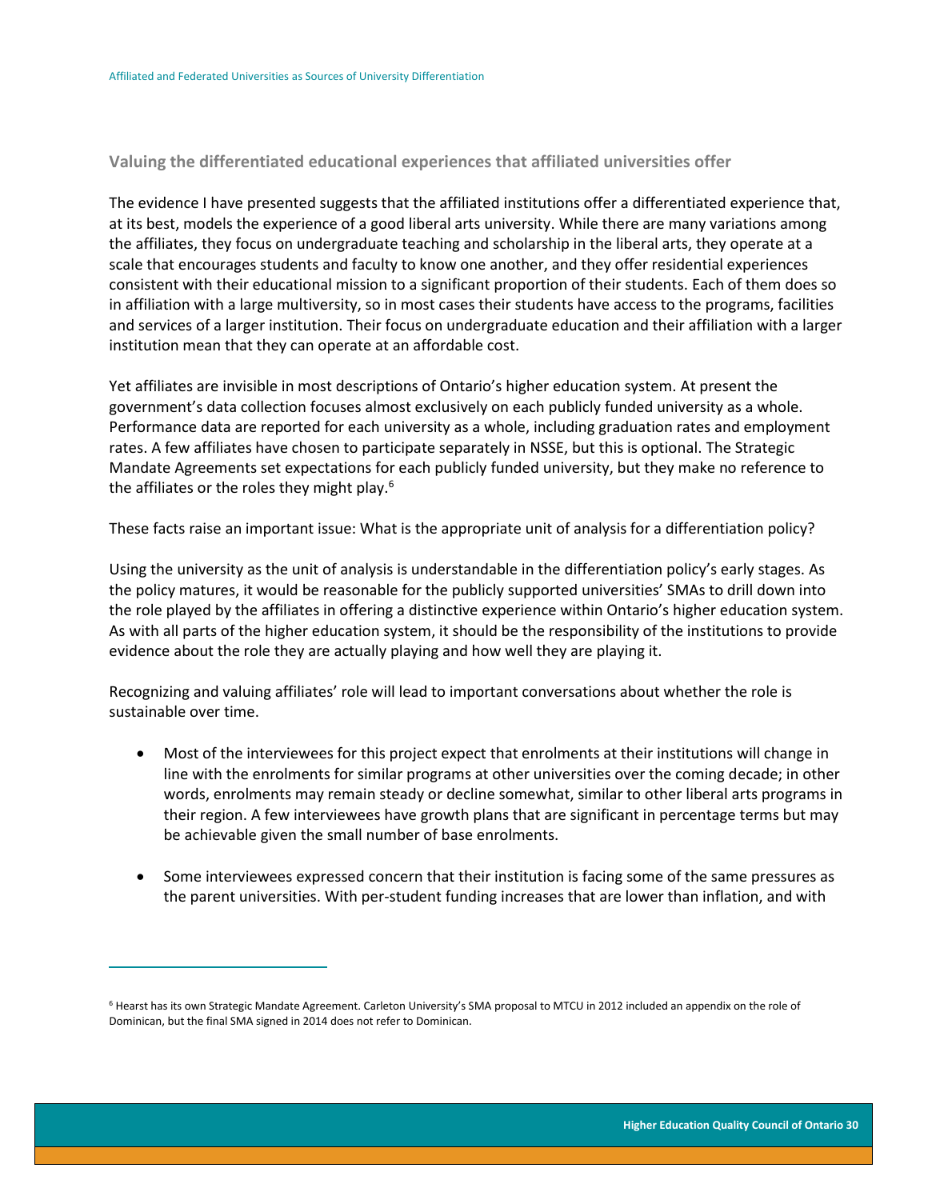### Valuing the differentiated educational experiences that affiliated universities offer

The evidence I have presented suggests that the affiliated institutions offer a differentiated experience that, at its best, models the experience of a good liberal arts university. While there are many variations among the affiliates, they focus on undergraduate teaching and scholarship in the liberal arts, they operate at a scale that encourages students and faculty to know one another, and they offer residential experiences consistent with their educational mission to a significant proportion of their students. Each of them does so in affiliation with a large multiversity, so in most cases their students have access to the programs, facilities and services of a larger institution. Their focus on undergraduate education and their affiliation with a larger institution mean that they can operate at an affordable cost.

Yet affiliates are invisible in most descriptions of Ontario's higher education system. At present the government's data collection focuses almost exclusively on each publicly funded university as a whole. Performance data are reported for each university as a whole, including graduation rates and employment rates. A few affiliates have chosen to participate separately in NSSE, but this is optional. The Strategic Mandate Agreements set expectations for each publicly funded university, but they make no reference to the affiliates or the roles they might play.[6]

These facts raise an important issue: What is the appropriate unit of analysis for a differentiation policy?

Using the university as the unit of analysis is understandable in the differentiation policy's early stages. As the policy matures, it would be reasonable for the publicly supported universities' SMAs to drill down into the role played by the affiliates in offering a distinctive experience within Ontario's higher education system. As with all parts of the higher education system, it should be the responsibility of the institutions to provide evidence about the role they are actually playing and how well they are playing it.

Recognizing and valuing affiliates' role will lead to important conversations about whether the role is sustainable over time.

- Most of the interviewees for this project expect that enrolments at their institutions will change in line with the enrolments for similar programs at other universities over the coming decade; in other words, enrolments may remain steady or decline somewhat, similar to other liberal arts programs in their region. A few interviewees have growth plans that are significant in percentage terms but may be achievable given the small number of base enrolments.
- Some interviewees expressed concern that their institution is facing some of the same pressures as the parent universities. With per-student funding increases that are lower than inflation, and with

[6] Hearst has its own Strategic Mandate Agreement. Carleton University's SMA proposal to MTCU in 2012 included an appendix on the role of Dominican, but the final SMA signed in 2014 does not refer to Dominican.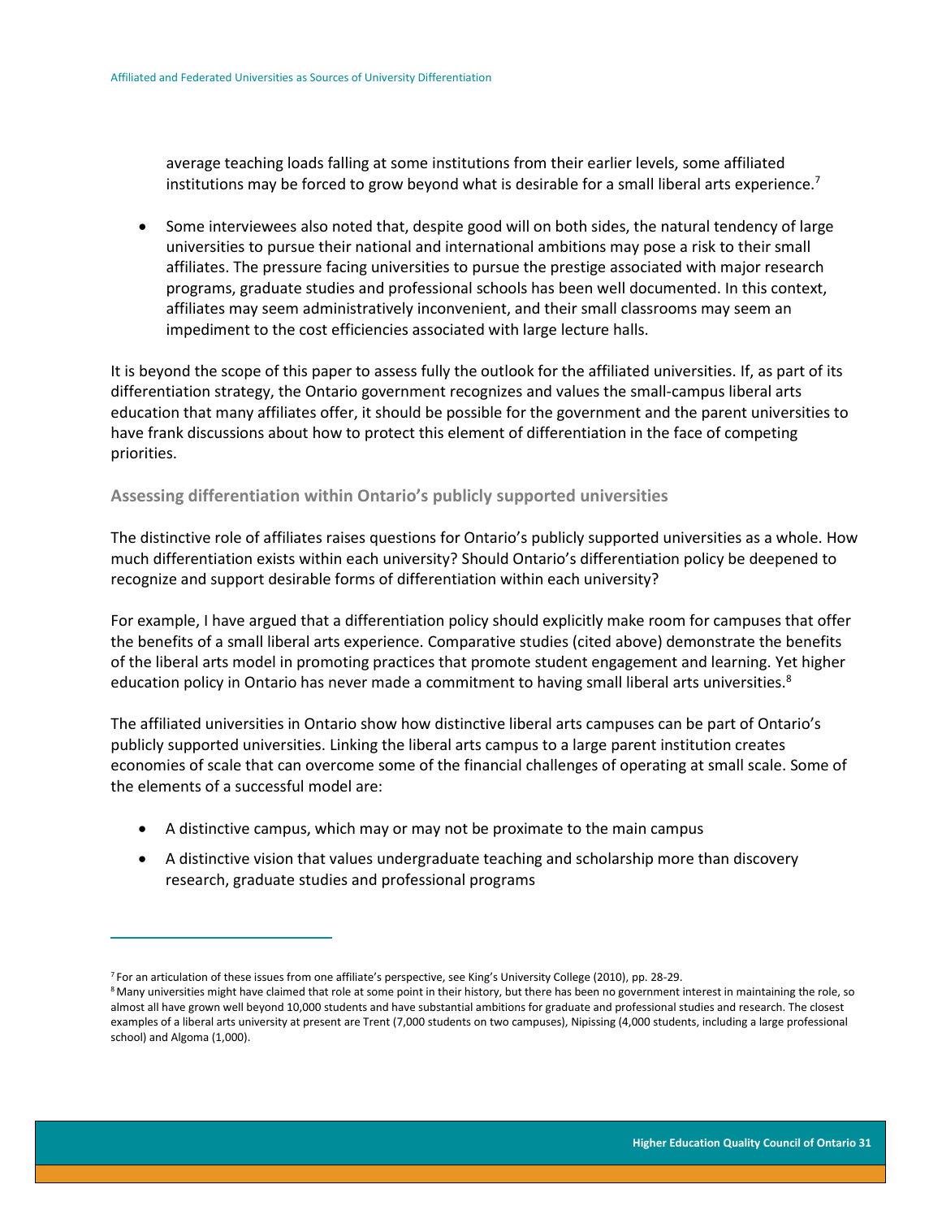average teaching loads falling at some institutions from their earlier levels, some affiliated institutions may be forced to grow beyond what is desirable for a small liberal arts experience.[7]

- Some interviewees also noted that, despite good will on both sides, the natural tendency of large universities to pursue their national and international ambitions may pose a risk to their small affiliates. The pressure facing universities to pursue the prestige associated with major research programs, graduate studies and professional schools has been well documented. In this context, affiliates may seem administratively inconvenient, and their small classrooms may seem an impediment to the cost efficiencies associated with large lecture halls.

It is beyond the scope of this paper to assess fully the outlook for the affiliated universities. If, as part of its differentiation strategy, the Ontario government recognizes and values the small-campus liberal arts education that many affiliates offer, it should be possible for the government and the parent universities to have frank discussions about how to protect this element of differentiation in the face of competing priorities.

### Assessing differentiation within Ontario's publicly supported universities

The distinctive role of affiliates raises questions for Ontario's publicly supported universities as a whole. How much differentiation exists within each university? Should Ontario's differentiation policy be deepened to recognize and support desirable forms of differentiation within each university?

For example, I have argued that a differentiation policy should explicitly make room for campuses that offer the benefits of a small liberal arts experience. Comparative studies (cited above) demonstrate the benefits of the liberal arts model in promoting practices that promote student engagement and learning. Yet higher education policy in Ontario has never made a commitment to having small liberal arts universities.[8]

The affiliated universities in Ontario show how distinctive liberal arts campuses can be part of Ontario's publicly supported universities. Linking the liberal arts campus to a large parent institution creates economies of scale that can overcome some of the financial challenges of operating at small scale. Some of the elements of a successful model are:

- A distinctive campus, which may or may not be proximate to the main campus
- A distinctive vision that values undergraduate teaching and scholarship more than discovery research, graduate studies and professional programs

---

[7] For an articulation of these issues from one affiliate's perspective, see King's University College (2010), pp. 28-29.

[8] Many universities might have claimed that role at some point in their history, but there has been no government interest in maintaining the role, so almost all have grown well beyond 10,000 students and have substantial ambitions for graduate and professional studies and research. The closest examples of a liberal arts university at present are Trent (7,000 students on two campuses), Nipissing (4,000 students, including a large professional school) and Algoma (1,000).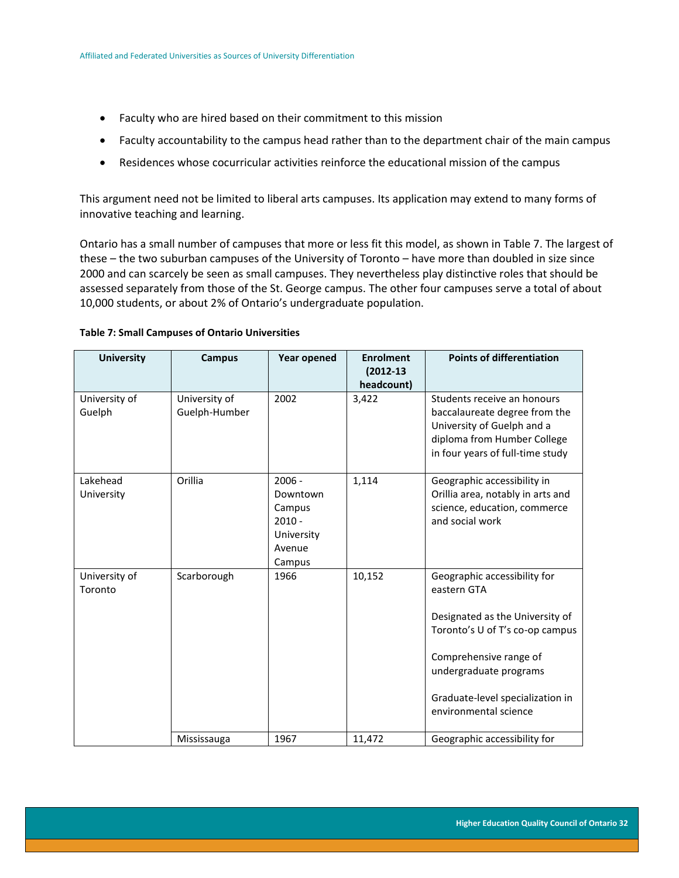- Faculty who are hired based on their commitment to this mission
- Faculty accountability to the campus head rather than to the department chair of the main campus
- Residences whose cocurricular activities reinforce the educational mission of the campus

This argument need not be limited to liberal arts campuses. Its application may extend to many forms of innovative teaching and learning.

Ontario has a small number of campuses that more or less fit this model, as shown in Table 7. The largest of these – the two suburban campuses of the University of Toronto – have more than doubled in size since 2000 and can scarcely be seen as small campuses. They nevertheless play distinctive roles that should be assessed separately from those of the St. George campus. The other four campuses serve a total of about 10,000 students, or about 2% of Ontario's undergraduate population.

**Table 7: Small Campuses of Ontario Universities**

| University | Campus | Year opened | Enrolment (2012-13 headcount) | Points of differentiation |
|---|---|---|---|---|
| University of Guelph | University of Guelph-Humber | 2002 | 3,422 | Students receive an honours baccalaureate degree from the University of Guelph and a diploma from Humber College in four years of full-time study |
| Lakehead University | Orillia | 2006 - Downtown Campus<br>2010 - University Avenue Campus | 1,114 | Geographic accessibility in Orillia area, notably in arts and science, education, commerce and social work |
| University of Toronto | Scarborough | 1966 | 10,152 | Geographic accessibility for eastern GTA<br><br>Designated as the University of Toronto's U of T's co-op campus<br><br>Comprehensive range of undergraduate programs<br><br>Graduate-level specialization in environmental science |
| | Mississauga | 1967 | 11,472 | Geographic accessibility for |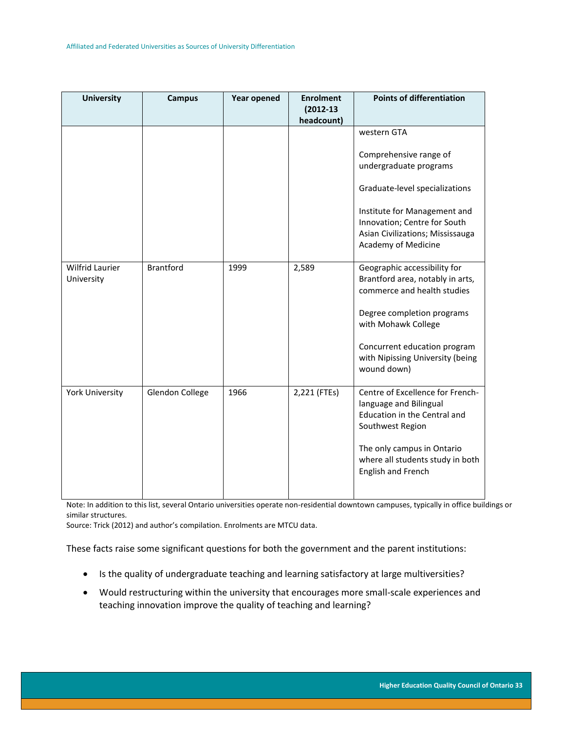| University | Campus | Year opened | Enrolment (2012-13 headcount) | Points of differentiation |
|---|---|---|---|---|
| | | | | western GTA<br><br>Comprehensive range of undergraduate programs<br><br>Graduate-level specializations<br><br>Institute for Management and Innovation; Centre for South Asian Civilizations; Mississauga Academy of Medicine |
| Wilfrid Laurier University | Brantford | 1999 | 2,589 | Geographic accessibility for Brantford area, notably in arts, commerce and health studies<br><br>Degree completion programs with Mohawk College<br><br>Concurrent education program with Nipissing University (being wound down) |
| York University | Glendon College | 1966 | 2,221 (FTEs) | Centre of Excellence for French-language and Bilingual Education in the Central and Southwest Region<br><br>The only campus in Ontario where all students study in both English and French |

Note: In addition to this list, several Ontario universities operate non-residential downtown campuses, typically in office buildings or similar structures.
Source: Trick (2012) and author's compilation. Enrolments are MTCU data.

These facts raise some significant questions for both the government and the parent institutions:

- Is the quality of undergraduate teaching and learning satisfactory at large multiversities?
- Would restructuring within the university that encourages more small-scale experiences and teaching innovation improve the quality of teaching and learning?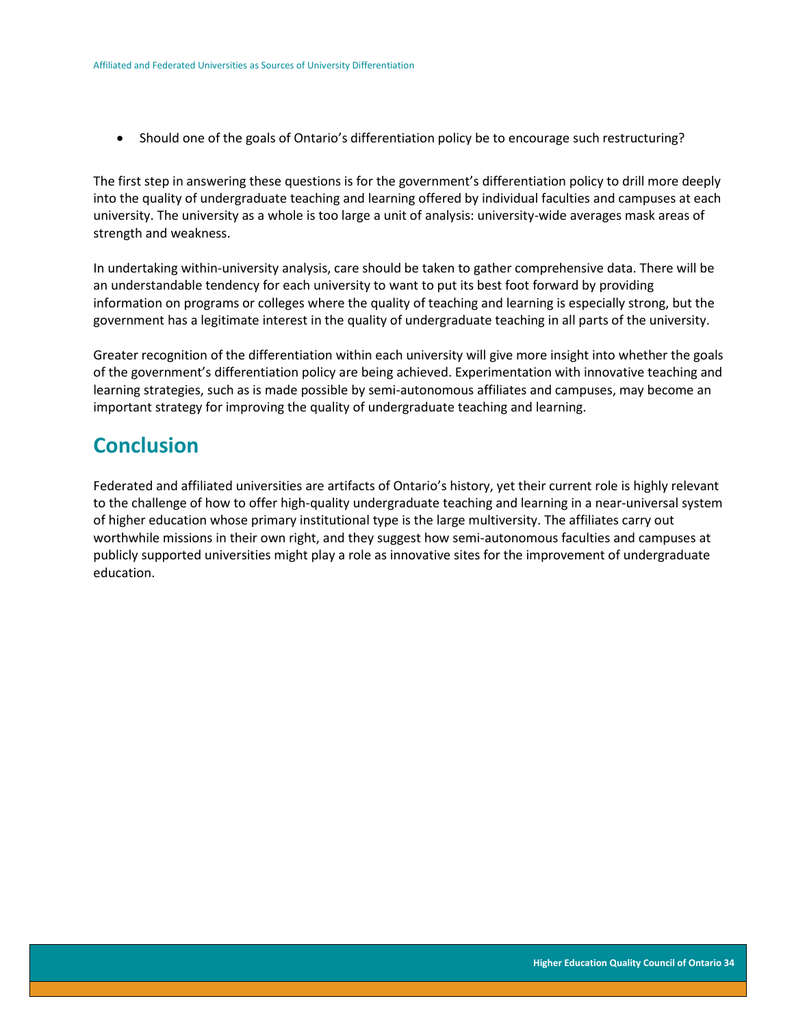- Should one of the goals of Ontario's differentiation policy be to encourage such restructuring?

The first step in answering these questions is for the government's differentiation policy to drill more deeply into the quality of undergraduate teaching and learning offered by individual faculties and campuses at each university. The university as a whole is too large a unit of analysis: university-wide averages mask areas of strength and weakness.

In undertaking within-university analysis, care should be taken to gather comprehensive data. There will be an understandable tendency for each university to want to put its best foot forward by providing information on programs or colleges where the quality of teaching and learning is especially strong, but the government has a legitimate interest in the quality of undergraduate teaching in all parts of the university.

Greater recognition of the differentiation within each university will give more insight into whether the goals of the government's differentiation policy are being achieved. Experimentation with innovative teaching and learning strategies, such as is made possible by semi-autonomous affiliates and campuses, may become an important strategy for improving the quality of undergraduate teaching and learning.

## Conclusion

Federated and affiliated universities are artifacts of Ontario's history, yet their current role is highly relevant to the challenge of how to offer high-quality undergraduate teaching and learning in a near-universal system of higher education whose primary institutional type is the large multiversity. The affiliates carry out worthwhile missions in their own right, and they suggest how semi-autonomous faculties and campuses at publicly supported universities might play a role as innovative sites for the improvement of undergraduate education.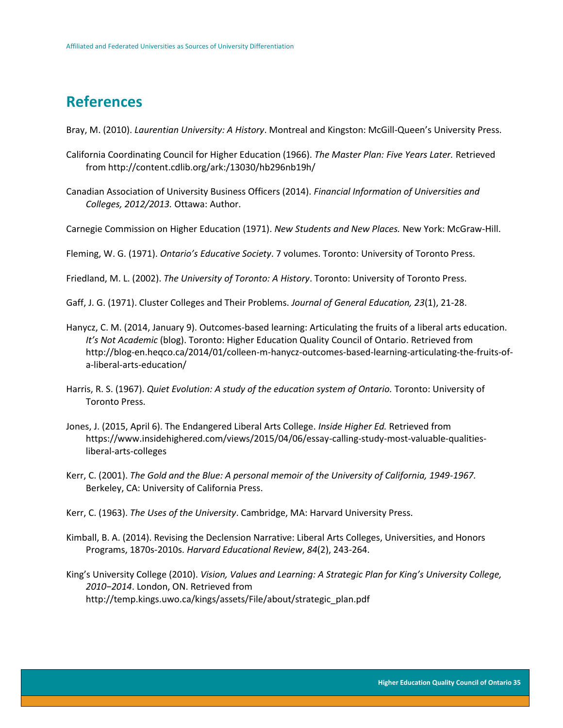## References

Bray, M. (2010). *Laurentian University: A History*. Montreal and Kingston: McGill-Queen's University Press.

California Coordinating Council for Higher Education (1966). *The Master Plan: Five Years Later.* Retrieved from http://content.cdlib.org/ark:/13030/hb296nb19h/

Canadian Association of University Business Officers (2014). *Financial Information of Universities and Colleges, 2012/2013.* Ottawa: Author.

Carnegie Commission on Higher Education (1971). *New Students and New Places.* New York: McGraw-Hill.

Fleming, W. G. (1971). *Ontario's Educative Society*. 7 volumes. Toronto: University of Toronto Press.

Friedland, M. L. (2002). *The University of Toronto: A History*. Toronto: University of Toronto Press.

Gaff, J. G. (1971). Cluster Colleges and Their Problems. *Journal of General Education, 23*(1), 21-28.

Hanycz, C. M. (2014, January 9). Outcomes-based learning: Articulating the fruits of a liberal arts education. *It's Not Academic* (blog). Toronto: Higher Education Quality Council of Ontario. Retrieved from http://blog-en.heqco.ca/2014/01/colleen-m-hanycz-outcomes-based-learning-articulating-the-fruits-of-a-liberal-arts-education/

Harris, R. S. (1967). *Quiet Evolution: A study of the education system of Ontario.* Toronto: University of Toronto Press.

Jones, J. (2015, April 6). The Endangered Liberal Arts College. *Inside Higher Ed.* Retrieved from https://www.insidehighered.com/views/2015/04/06/essay-calling-study-most-valuable-qualities-liberal-arts-colleges

Kerr, C. (2001). *The Gold and the Blue: A personal memoir of the University of California, 1949-1967.* Berkeley, CA: University of California Press.

Kerr, C. (1963). *The Uses of the University*. Cambridge, MA: Harvard University Press.

Kimball, B. A. (2014). Revising the Declension Narrative: Liberal Arts Colleges, Universities, and Honors Programs, 1870s-2010s. *Harvard Educational Review*, *84*(2), 243-264.

King's University College (2010). *Vision, Values and Learning: A Strategic Plan for King's University College, 2010−2014*. London, ON. Retrieved from http://temp.kings.uwo.ca/kings/assets/File/about/strategic_plan.pdf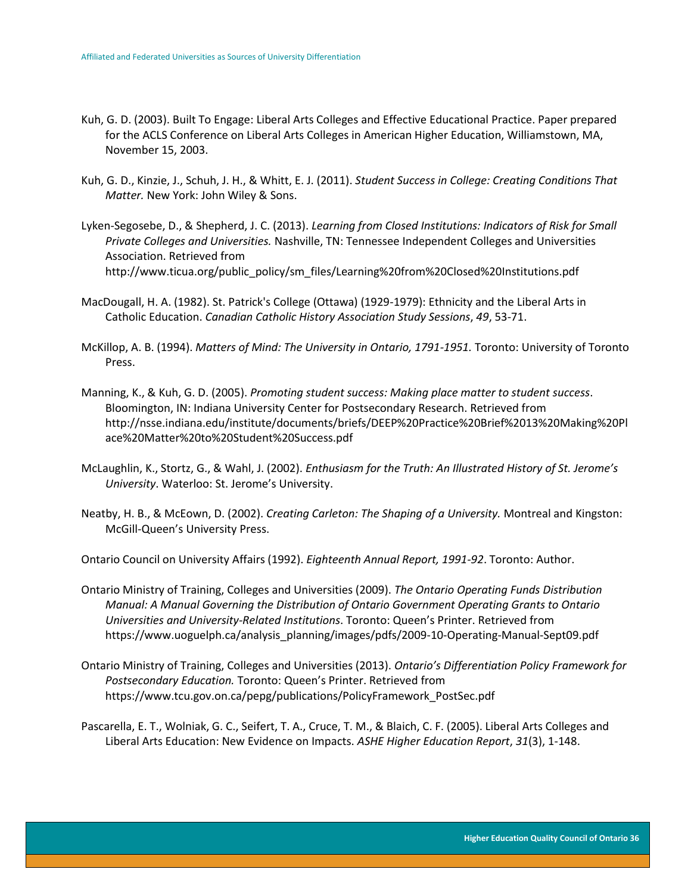Kuh, G. D. (2003). Built To Engage: Liberal Arts Colleges and Effective Educational Practice. Paper prepared for the ACLS Conference on Liberal Arts Colleges in American Higher Education, Williamstown, MA, November 15, 2003.

Kuh, G. D., Kinzie, J., Schuh, J. H., & Whitt, E. J. (2011). *Student Success in College: Creating Conditions That Matter.* New York: John Wiley & Sons.

Lyken-Segosebe, D., & Shepherd, J. C. (2013). *Learning from Closed Institutions: Indicators of Risk for Small Private Colleges and Universities.* Nashville, TN: Tennessee Independent Colleges and Universities Association. Retrieved from http://www.ticua.org/public_policy/sm_files/Learning%20from%20Closed%20Institutions.pdf

MacDougall, H. A. (1982). St. Patrick's College (Ottawa) (1929-1979): Ethnicity and the Liberal Arts in Catholic Education. *Canadian Catholic History Association Study Sessions*, *49*, 53-71.

McKillop, A. B. (1994). *Matters of Mind: The University in Ontario, 1791-1951.* Toronto: University of Toronto Press.

Manning, K., & Kuh, G. D. (2005). *Promoting student success: Making place matter to student success*. Bloomington, IN: Indiana University Center for Postsecondary Research. Retrieved from http://nsse.indiana.edu/institute/documents/briefs/DEEP%20Practice%20Brief%2013%20Making%20Place%20Matter%20to%20Student%20Success.pdf

McLaughlin, K., Stortz, G., & Wahl, J. (2002). *Enthusiasm for the Truth: An Illustrated History of St. Jerome's University*. Waterloo: St. Jerome's University.

Neatby, H. B., & McEown, D. (2002). *Creating Carleton: The Shaping of a University.* Montreal and Kingston: McGill-Queen's University Press.

Ontario Council on University Affairs (1992). *Eighteenth Annual Report, 1991-92*. Toronto: Author.

Ontario Ministry of Training, Colleges and Universities (2009). *The Ontario Operating Funds Distribution Manual: A Manual Governing the Distribution of Ontario Government Operating Grants to Ontario Universities and University-Related Institutions*. Toronto: Queen's Printer. Retrieved from https://www.uoguelph.ca/analysis_planning/images/pdfs/2009-10-Operating-Manual-Sept09.pdf

Ontario Ministry of Training, Colleges and Universities (2013). *Ontario's Differentiation Policy Framework for Postsecondary Education.* Toronto: Queen's Printer. Retrieved from https://www.tcu.gov.on.ca/pepg/publications/PolicyFramework_PostSec.pdf

Pascarella, E. T., Wolniak, G. C., Seifert, T. A., Cruce, T. M., & Blaich, C. F. (2005). Liberal Arts Colleges and Liberal Arts Education: New Evidence on Impacts. *ASHE Higher Education Report*, *31*(3), 1-148.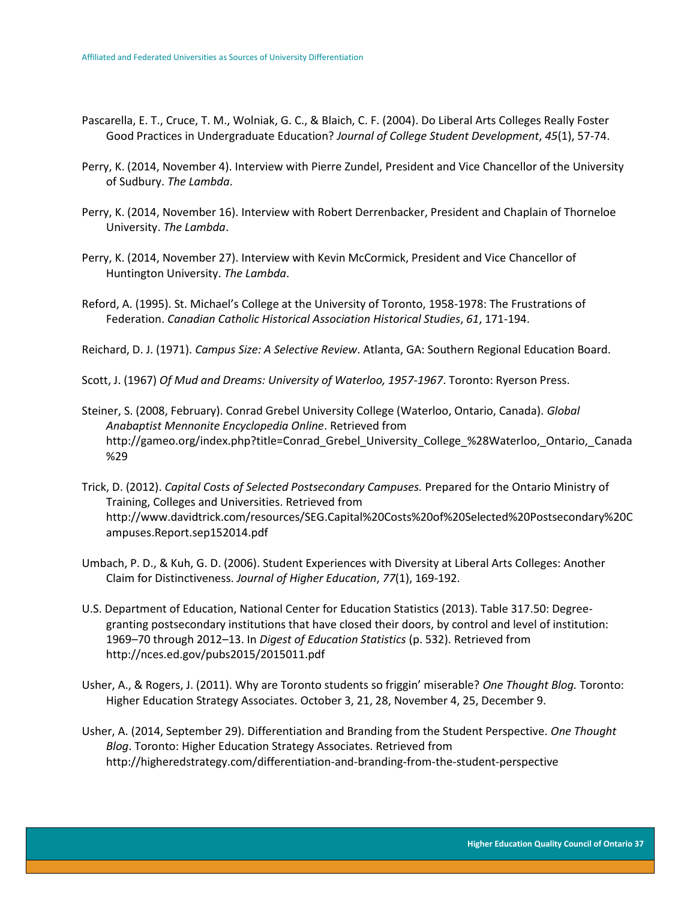Pascarella, E. T., Cruce, T. M., Wolniak, G. C., & Blaich, C. F. (2004). Do Liberal Arts Colleges Really Foster Good Practices in Undergraduate Education? *Journal of College Student Development*, *45*(1), 57-74.

Perry, K. (2014, November 4). Interview with Pierre Zundel, President and Vice Chancellor of the University of Sudbury. *The Lambda*.

Perry, K. (2014, November 16). Interview with Robert Derrenbacker, President and Chaplain of Thorneloe University. *The Lambda*.

Perry, K. (2014, November 27). Interview with Kevin McCormick, President and Vice Chancellor of Huntington University. *The Lambda*.

Reford, A. (1995). St. Michael's College at the University of Toronto, 1958-1978: The Frustrations of Federation. *Canadian Catholic Historical Association Historical Studies*, *61*, 171-194.

Reichard, D. J. (1971). *Campus Size: A Selective Review*. Atlanta, GA: Southern Regional Education Board.

Scott, J. (1967) *Of Mud and Dreams: University of Waterloo, 1957-1967*. Toronto: Ryerson Press.

Steiner, S. (2008, February). Conrad Grebel University College (Waterloo, Ontario, Canada). *Global Anabaptist Mennonite Encyclopedia Online*. Retrieved from http://gameo.org/index.php?title=Conrad_Grebel_University_College_%28Waterloo,_Ontario,_Canada%29

Trick, D. (2012). *Capital Costs of Selected Postsecondary Campuses.* Prepared for the Ontario Ministry of Training, Colleges and Universities. Retrieved from http://www.davidtrick.com/resources/SEG.Capital%20Costs%20of%20Selected%20Postsecondary%20Campuses.Report.sep152014.pdf

Umbach, P. D., & Kuh, G. D. (2006). Student Experiences with Diversity at Liberal Arts Colleges: Another Claim for Distinctiveness. *Journal of Higher Education*, *77*(1), 169-192.

U.S. Department of Education, National Center for Education Statistics (2013). Table 317.50: Degree-granting postsecondary institutions that have closed their doors, by control and level of institution: 1969–70 through 2012–13. In *Digest of Education Statistics* (p. 532). Retrieved from http://nces.ed.gov/pubs2015/2015011.pdf

Usher, A., & Rogers, J. (2011). Why are Toronto students so friggin' miserable? *One Thought Blog.* Toronto: Higher Education Strategy Associates. October 3, 21, 28, November 4, 25, December 9.

Usher, A. (2014, September 29). Differentiation and Branding from the Student Perspective. *One Thought Blog*. Toronto: Higher Education Strategy Associates. Retrieved from http://higheredstrategy.com/differentiation-and-branding-from-the-student-perspective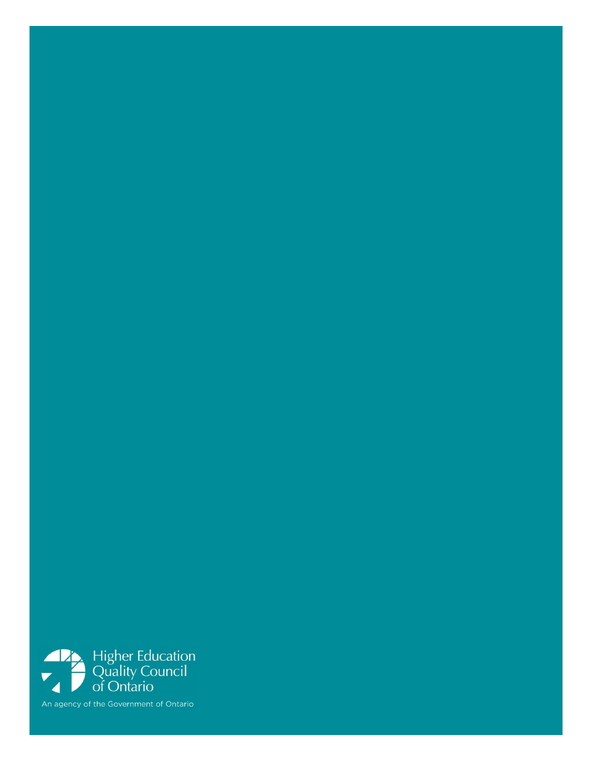Higher Education Quality Council of Ontario

An agency of the Government of Ontario